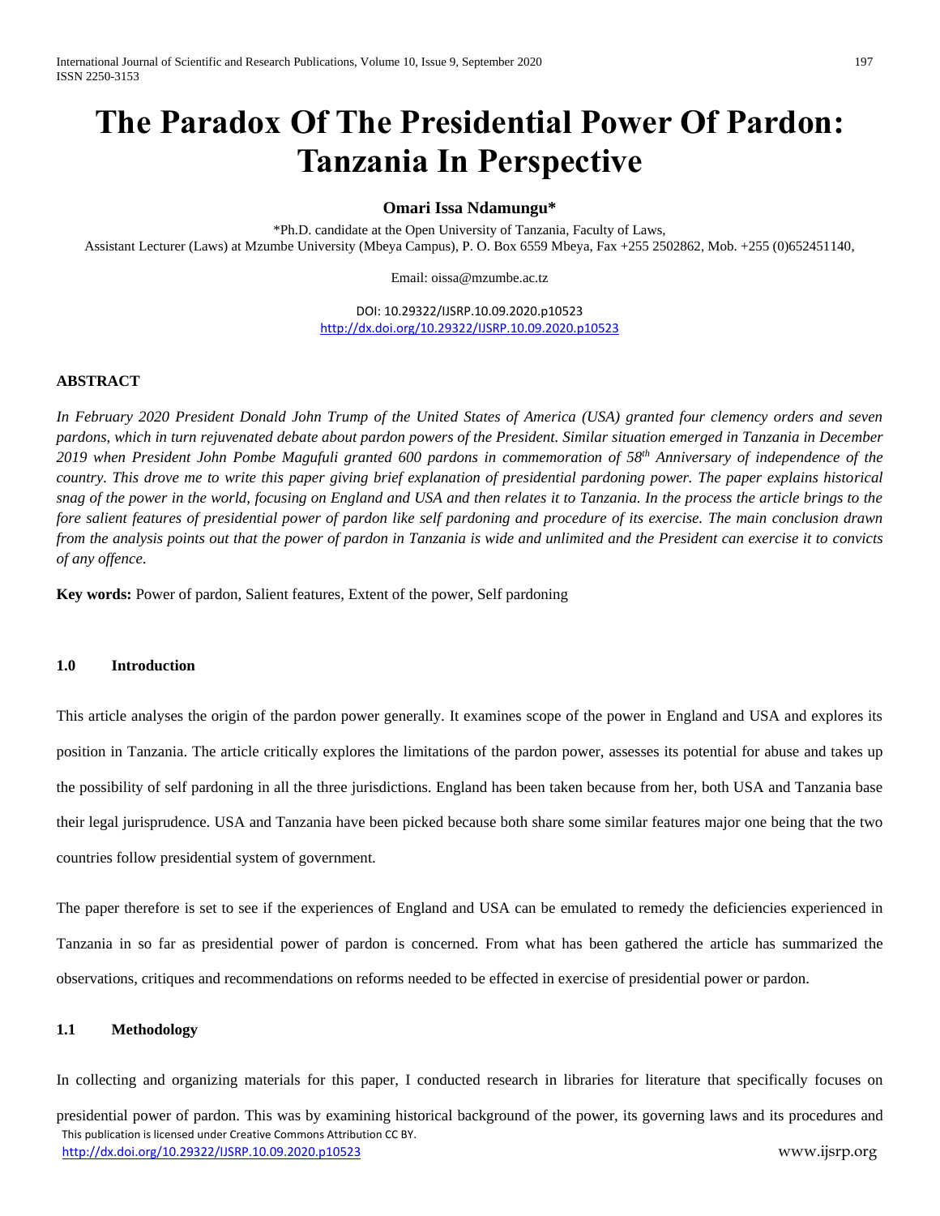# The Paradox Of The Presidential Power Of Pardon: Tanzania In Perspective

**Omari Issa Ndamungu***

*Ph.D. candidate at the Open University of Tanzania, Faculty of Laws,
Assistant Lecturer (Laws) at Mzumbe University (Mbeya Campus), P. O. Box 6559 Mbeya, Fax +255 2502862, Mob. +255 (0)652451140,

Email: oissa@mzumbe.ac.tz

DOI: 10.29322/IJSRP.10.09.2020.p10523
http://dx.doi.org/10.29322/IJSRP.10.09.2020.p10523

## ABSTRACT

*In February 2020 President Donald John Trump of the United States of America (USA) granted four clemency orders and seven pardons, which in turn rejuvenated debate about pardon powers of the President. Similar situation emerged in Tanzania in December 2019 when President John Pombe Magufuli granted 600 pardons in commemoration of 58th Anniversary of independence of the country. This drove me to write this paper giving brief explanation of presidential pardoning power. The paper explains historical snag of the power in the world, focusing on England and USA and then relates it to Tanzania. In the process the article brings to the fore salient features of presidential power of pardon like self pardoning and procedure of its exercise. The main conclusion drawn from the analysis points out that the power of pardon in Tanzania is wide and unlimited and the President can exercise it to convicts of any offence.*

**Key words:** Power of pardon, Salient features, Extent of the power, Self pardoning

### 1.0 Introduction

This article analyses the origin of the pardon power generally. It examines scope of the power in England and USA and explores its position in Tanzania. The article critically explores the limitations of the pardon power, assesses its potential for abuse and takes up the possibility of self pardoning in all the three jurisdictions. England has been taken because from her, both USA and Tanzania base their legal jurisprudence. USA and Tanzania have been picked because both share some similar features major one being that the two countries follow presidential system of government.

The paper therefore is set to see if the experiences of England and USA can be emulated to remedy the deficiencies experienced in Tanzania in so far as presidential power of pardon is concerned. From what has been gathered the article has summarized the observations, critiques and recommendations on reforms needed to be effected in exercise of presidential power or pardon.

### 1.1 Methodology

In collecting and organizing materials for this paper, I conducted research in libraries for literature that specifically focuses on presidential power of pardon. This was by examining historical background of the power, its governing laws and its procedures and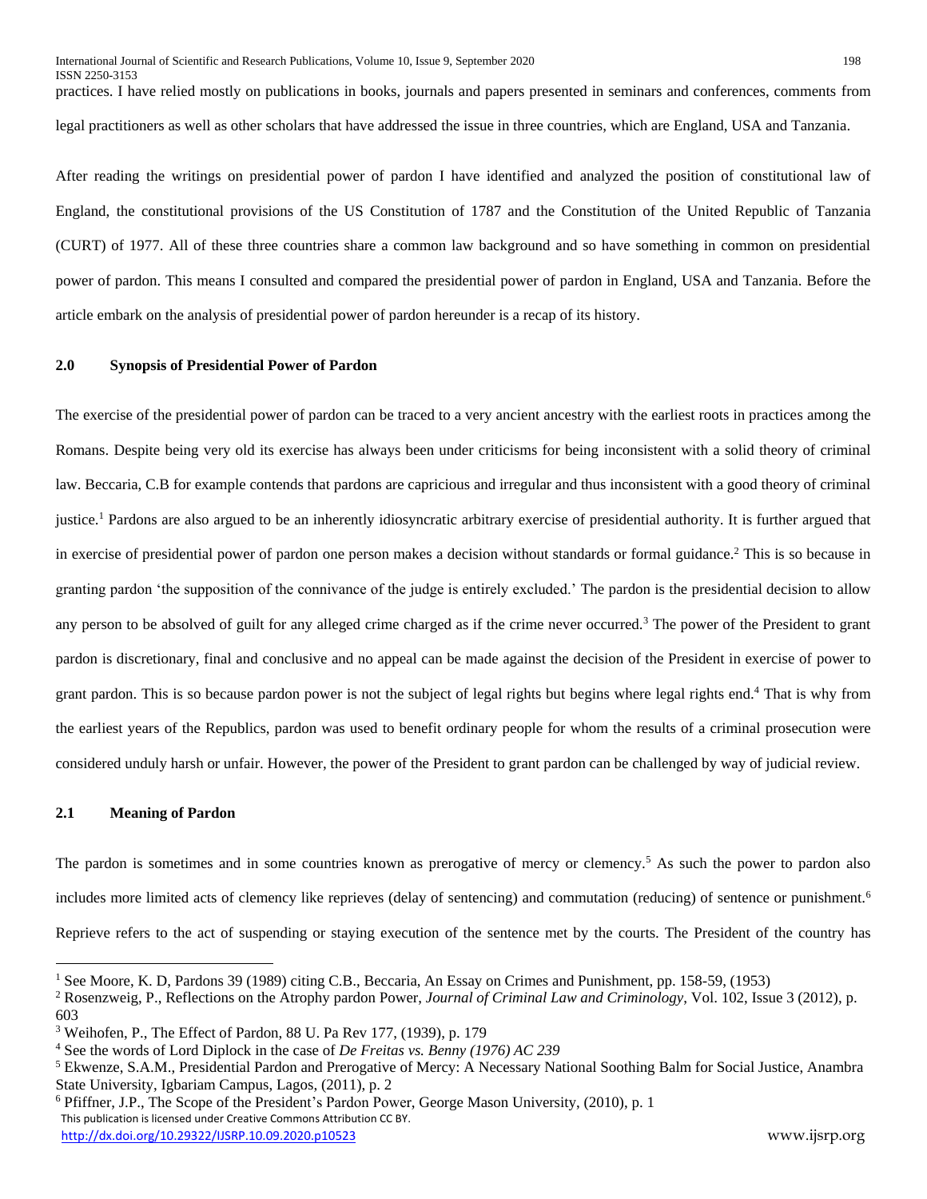practices. I have relied mostly on publications in books, journals and papers presented in seminars and conferences, comments from legal practitioners as well as other scholars that have addressed the issue in three countries, which are England, USA and Tanzania.

After reading the writings on presidential power of pardon I have identified and analyzed the position of constitutional law of England, the constitutional provisions of the US Constitution of 1787 and the Constitution of the United Republic of Tanzania (CURT) of 1977. All of these three countries share a common law background and so have something in common on presidential power of pardon. This means I consulted and compared the presidential power of pardon in England, USA and Tanzania. Before the article embark on the analysis of presidential power of pardon hereunder is a recap of its history.

## 2.0 Synopsis of Presidential Power of Pardon

The exercise of the presidential power of pardon can be traced to a very ancient ancestry with the earliest roots in practices among the Romans. Despite being very old its exercise has always been under criticisms for being inconsistent with a solid theory of criminal law. Beccaria, C.B for example contends that pardons are capricious and irregular and thus inconsistent with a good theory of criminal justice.[1] Pardons are also argued to be an inherently idiosyncratic arbitrary exercise of presidential authority. It is further argued that in exercise of presidential power of pardon one person makes a decision without standards or formal guidance.[2] This is so because in granting pardon 'the supposition of the connivance of the judge is entirely excluded.' The pardon is the presidential decision to allow any person to be absolved of guilt for any alleged crime charged as if the crime never occurred.[3] The power of the President to grant pardon is discretionary, final and conclusive and no appeal can be made against the decision of the President in exercise of power to grant pardon. This is so because pardon power is not the subject of legal rights but begins where legal rights end.[4] That is why from the earliest years of the Republics, pardon was used to benefit ordinary people for whom the results of a criminal prosecution were considered unduly harsh or unfair. However, the power of the President to grant pardon can be challenged by way of judicial review.

## 2.1 Meaning of Pardon

The pardon is sometimes and in some countries known as prerogative of mercy or clemency.[5] As such the power to pardon also includes more limited acts of clemency like reprieves (delay of sentencing) and commutation (reducing) of sentence or punishment.[6] Reprieve refers to the act of suspending or staying execution of the sentence met by the courts. The President of the country has

---

[1] See Moore, K. D, Pardons 39 (1989) citing C.B., Beccaria, An Essay on Crimes and Punishment, pp. 158-59, (1953)

[2] Rosenzweig, P., Reflections on the Atrophy pardon Power, *Journal of Criminal Law and Criminology*, Vol. 102, Issue 3 (2012), p. 603

[3] Weihofen, P., The Effect of Pardon, 88 U. Pa Rev 177, (1939), p. 179

[4] See the words of Lord Diplock in the case of *De Freitas vs. Benny (1976) AC 239*

[5] Ekwenze, S.A.M., Presidential Pardon and Prerogative of Mercy: A Necessary National Soothing Balm for Social Justice, Anambra State University, Igbariam Campus, Lagos, (2011), p. 2

[6] Pfiffner, J.P., The Scope of the President's Pardon Power, George Mason University, (2010), p. 1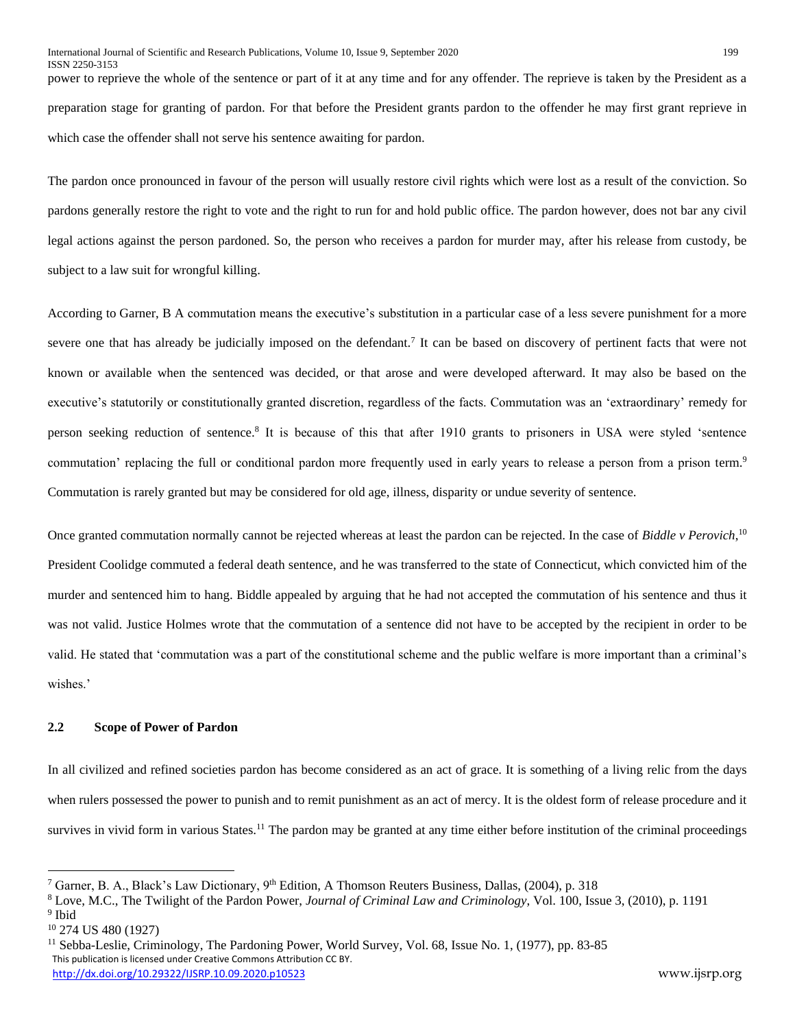power to reprieve the whole of the sentence or part of it at any time and for any offender. The reprieve is taken by the President as a preparation stage for granting of pardon. For that before the President grants pardon to the offender he may first grant reprieve in which case the offender shall not serve his sentence awaiting for pardon.

The pardon once pronounced in favour of the person will usually restore civil rights which were lost as a result of the conviction. So pardons generally restore the right to vote and the right to run for and hold public office. The pardon however, does not bar any civil legal actions against the person pardoned. So, the person who receives a pardon for murder may, after his release from custody, be subject to a law suit for wrongful killing.

According to Garner, B A commutation means the executive's substitution in a particular case of a less severe punishment for a more severe one that has already be judicially imposed on the defendant.[7] It can be based on discovery of pertinent facts that were not known or available when the sentenced was decided, or that arose and were developed afterward. It may also be based on the executive's statutorily or constitutionally granted discretion, regardless of the facts. Commutation was an 'extraordinary' remedy for person seeking reduction of sentence.[8] It is because of this that after 1910 grants to prisoners in USA were styled 'sentence commutation' replacing the full or conditional pardon more frequently used in early years to release a person from a prison term.[9] Commutation is rarely granted but may be considered for old age, illness, disparity or undue severity of sentence.

Once granted commutation normally cannot be rejected whereas at least the pardon can be rejected. In the case of *Biddle v Perovich*,[10] President Coolidge commuted a federal death sentence, and he was transferred to the state of Connecticut, which convicted him of the murder and sentenced him to hang. Biddle appealed by arguing that he had not accepted the commutation of his sentence and thus it was not valid. Justice Holmes wrote that the commutation of a sentence did not have to be accepted by the recipient in order to be valid. He stated that 'commutation was a part of the constitutional scheme and the public welfare is more important than a criminal's wishes.'

### 2.2 Scope of Power of Pardon

In all civilized and refined societies pardon has become considered as an act of grace. It is something of a living relic from the days when rulers possessed the power to punish and to remit punishment as an act of mercy. It is the oldest form of release procedure and it survives in vivid form in various States.[11] The pardon may be granted at any time either before institution of the criminal proceedings

---

[7] Garner, B. A., Black's Law Dictionary, 9th Edition, A Thomson Reuters Business, Dallas, (2004), p. 318

[8] Love, M.C., The Twilight of the Pardon Power, *Journal of Criminal Law and Criminology*, Vol. 100, Issue 3, (2010), p. 1191

[9] Ibid

[10] 274 US 480 (1927)

[11] Sebba-Leslie, Criminology, The Pardoning Power, World Survey, Vol. 68, Issue No. 1, (1977), pp. 83-85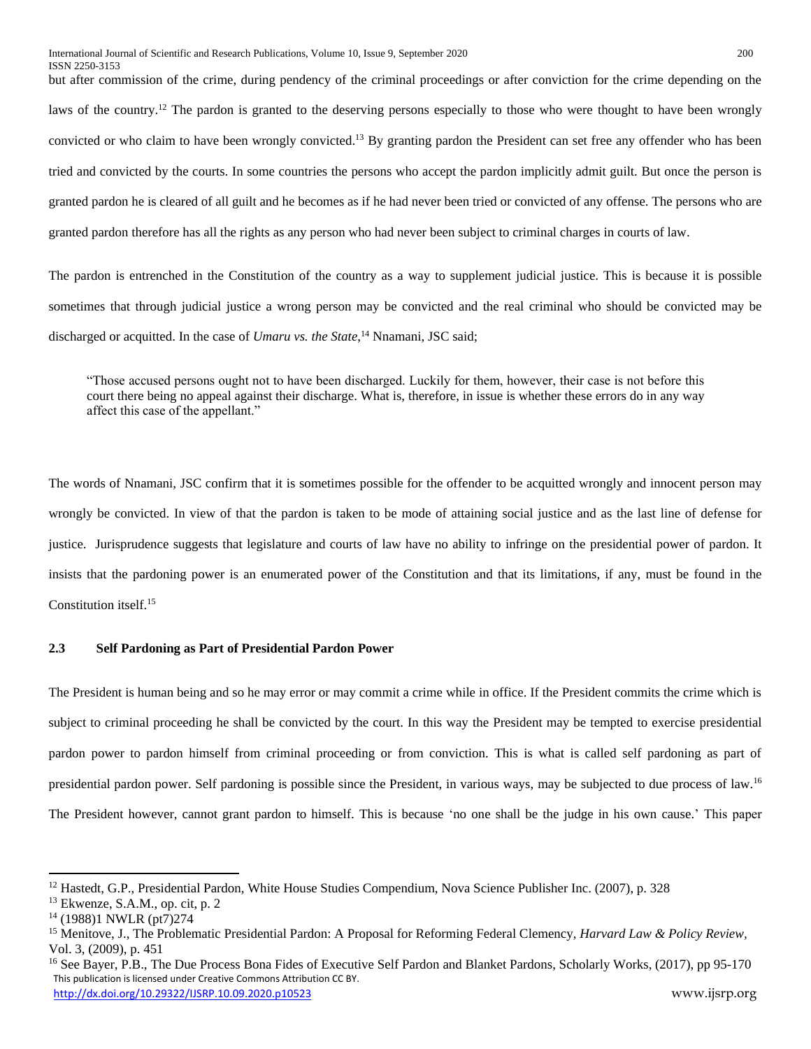but after commission of the crime, during pendency of the criminal proceedings or after conviction for the crime depending on the laws of the country.[12] The pardon is granted to the deserving persons especially to those who were thought to have been wrongly convicted or who claim to have been wrongly convicted.[13] By granting pardon the President can set free any offender who has been tried and convicted by the courts. In some countries the persons who accept the pardon implicitly admit guilt. But once the person is granted pardon he is cleared of all guilt and he becomes as if he had never been tried or convicted of any offense. The persons who are granted pardon therefore has all the rights as any person who had never been subject to criminal charges in courts of law.

The pardon is entrenched in the Constitution of the country as a way to supplement judicial justice. This is because it is possible sometimes that through judicial justice a wrong person may be convicted and the real criminal who should be convicted may be discharged or acquitted. In the case of *Umaru vs. the State,*[14] Nnamani, JSC said;

> "Those accused persons ought not to have been discharged. Luckily for them, however, their case is not before this court there being no appeal against their discharge. What is, therefore, in issue is whether these errors do in any way affect this case of the appellant."

The words of Nnamani, JSC confirm that it is sometimes possible for the offender to be acquitted wrongly and innocent person may wrongly be convicted. In view of that the pardon is taken to be mode of attaining social justice and as the last line of defense for justice. Jurisprudence suggests that legislature and courts of law have no ability to infringe on the presidential power of pardon. It insists that the pardoning power is an enumerated power of the Constitution and that its limitations, if any, must be found in the Constitution itself.[15]

### 2.3 Self Pardoning as Part of Presidential Pardon Power

The President is human being and so he may error or may commit a crime while in office. If the President commits the crime which is subject to criminal proceeding he shall be convicted by the court. In this way the President may be tempted to exercise presidential pardon power to pardon himself from criminal proceeding or from conviction. This is what is called self pardoning as part of presidential pardon power. Self pardoning is possible since the President, in various ways, may be subjected to due process of law.[16] The President however, cannot grant pardon to himself. This is because 'no one shall be the judge in his own cause.' This paper

---

[12] Hastedt, G.P., Presidential Pardon, White House Studies Compendium, Nova Science Publisher Inc. (2007), p. 328

[13] Ekwenze, S.A.M., op. cit, p. 2

[14] (1988)1 NWLR (pt7)274

[15] Menitove, J., The Problematic Presidential Pardon: A Proposal for Reforming Federal Clemency, *Harvard Law & Policy Review*, Vol. 3, (2009), p. 451

[16] See Bayer, P.B., The Due Process Bona Fides of Executive Self Pardon and Blanket Pardons, Scholarly Works, (2017), pp 95-170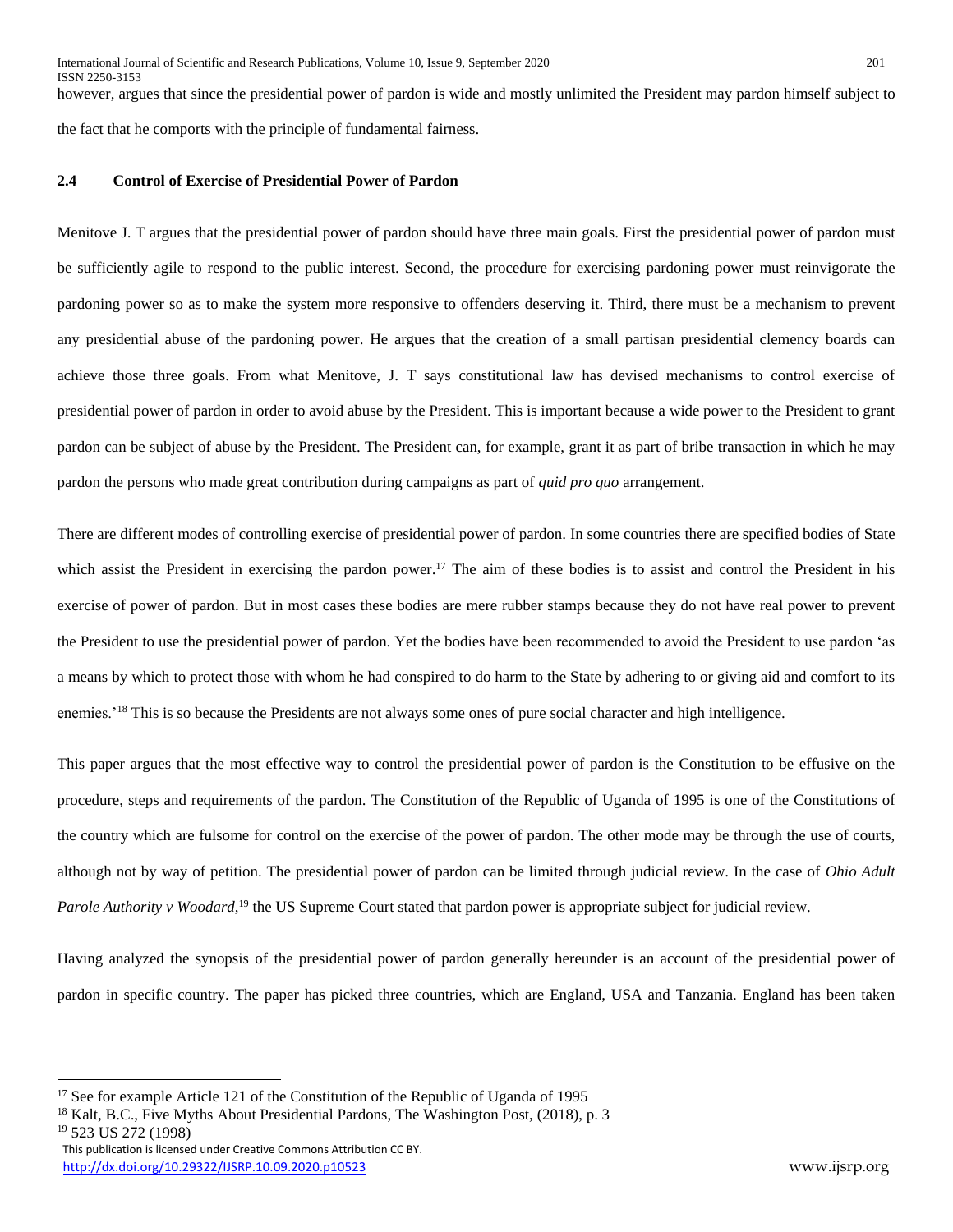however, argues that since the presidential power of pardon is wide and mostly unlimited the President may pardon himself subject to the fact that he comports with the principle of fundamental fairness.

### 2.4 Control of Exercise of Presidential Power of Pardon

Menitove J. T argues that the presidential power of pardon should have three main goals. First the presidential power of pardon must be sufficiently agile to respond to the public interest. Second, the procedure for exercising pardoning power must reinvigorate the pardoning power so as to make the system more responsive to offenders deserving it. Third, there must be a mechanism to prevent any presidential abuse of the pardoning power. He argues that the creation of a small partisan presidential clemency boards can achieve those three goals. From what Menitove, J. T says constitutional law has devised mechanisms to control exercise of presidential power of pardon in order to avoid abuse by the President. This is important because a wide power to the President to grant pardon can be subject of abuse by the President. The President can, for example, grant it as part of bribe transaction in which he may pardon the persons who made great contribution during campaigns as part of *quid pro quo* arrangement.

There are different modes of controlling exercise of presidential power of pardon. In some countries there are specified bodies of State which assist the President in exercising the pardon power.[17] The aim of these bodies is to assist and control the President in his exercise of power of pardon. But in most cases these bodies are mere rubber stamps because they do not have real power to prevent the President to use the presidential power of pardon. Yet the bodies have been recommended to avoid the President to use pardon 'as a means by which to protect those with whom he had conspired to do harm to the State by adhering to or giving aid and comfort to its enemies.'[18] This is so because the Presidents are not always some ones of pure social character and high intelligence.

This paper argues that the most effective way to control the presidential power of pardon is the Constitution to be effusive on the procedure, steps and requirements of the pardon. The Constitution of the Republic of Uganda of 1995 is one of the Constitutions of the country which are fulsome for control on the exercise of the power of pardon. The other mode may be through the use of courts, although not by way of petition. The presidential power of pardon can be limited through judicial review. In the case of *Ohio Adult Parole Authority v Woodard*,[19] the US Supreme Court stated that pardon power is appropriate subject for judicial review.

Having analyzed the synopsis of the presidential power of pardon generally hereunder is an account of the presidential power of pardon in specific country. The paper has picked three countries, which are England, USA and Tanzania. England has been taken

---

[17] See for example Article 121 of the Constitution of the Republic of Uganda of 1995

[18] Kalt, B.C., Five Myths About Presidential Pardons, The Washington Post, (2018), p. 3

[19] 523 US 272 (1998)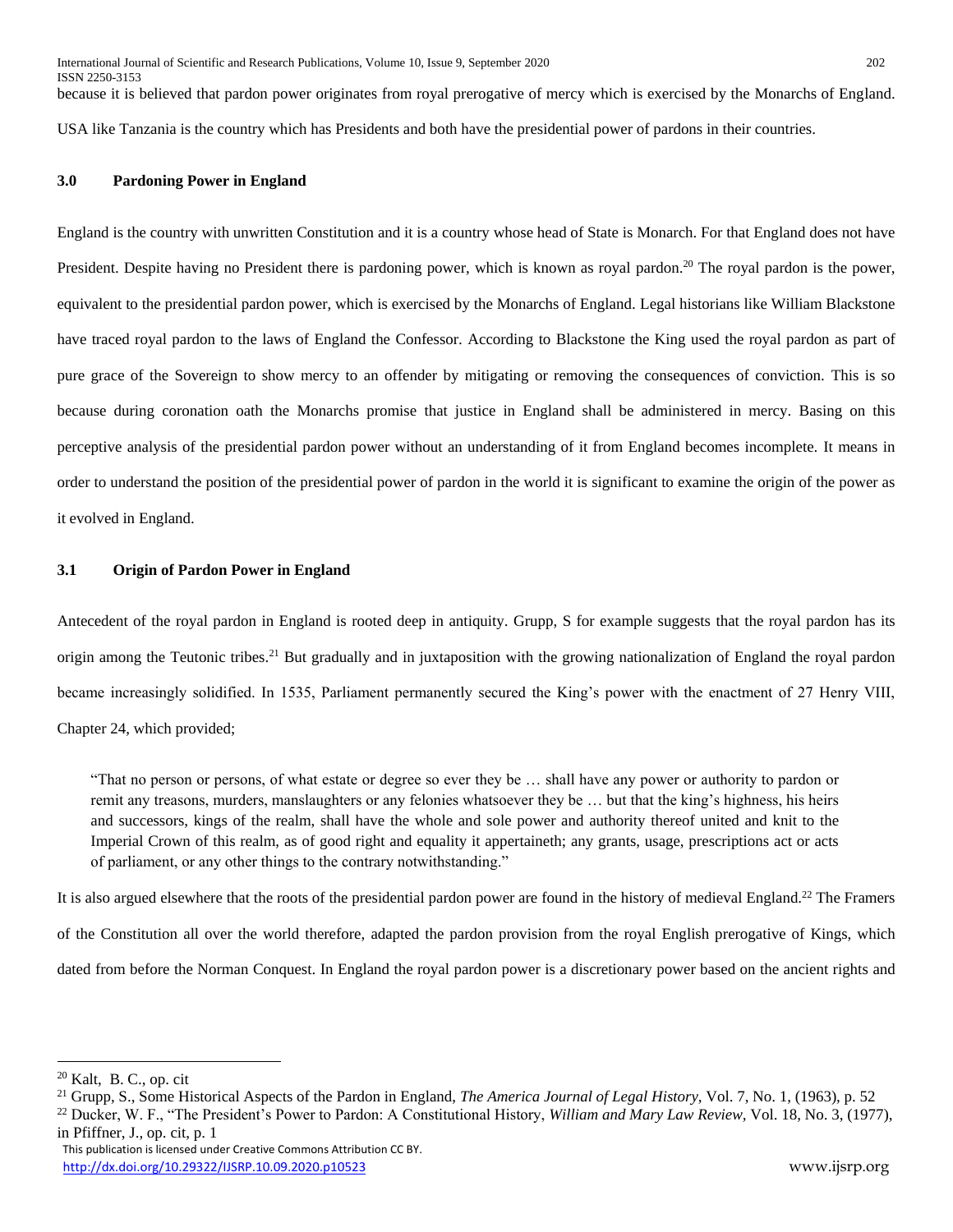because it is believed that pardon power originates from royal prerogative of mercy which is exercised by the Monarchs of England. USA like Tanzania is the country which has Presidents and both have the presidential power of pardons in their countries.

## 3.0 Pardoning Power in England

England is the country with unwritten Constitution and it is a country whose head of State is Monarch. For that England does not have President. Despite having no President there is pardoning power, which is known as royal pardon.[20] The royal pardon is the power, equivalent to the presidential pardon power, which is exercised by the Monarchs of England. Legal historians like William Blackstone have traced royal pardon to the laws of England the Confessor. According to Blackstone the King used the royal pardon as part of pure grace of the Sovereign to show mercy to an offender by mitigating or removing the consequences of conviction. This is so because during coronation oath the Monarchs promise that justice in England shall be administered in mercy. Basing on this perceptive analysis of the presidential pardon power without an understanding of it from England becomes incomplete. It means in order to understand the position of the presidential power of pardon in the world it is significant to examine the origin of the power as it evolved in England.

### 3.1 Origin of Pardon Power in England

Antecedent of the royal pardon in England is rooted deep in antiquity. Grupp, S for example suggests that the royal pardon has its origin among the Teutonic tribes.[21] But gradually and in juxtaposition with the growing nationalization of England the royal pardon became increasingly solidified. In 1535, Parliament permanently secured the King's power with the enactment of 27 Henry VIII, Chapter 24, which provided;

> "That no person or persons, of what estate or degree so ever they be … shall have any power or authority to pardon or remit any treasons, murders, manslaughters or any felonies whatsoever they be … but that the king's highness, his heirs and successors, kings of the realm, shall have the whole and sole power and authority thereof united and knit to the Imperial Crown of this realm, as of good right and equality it appertaineth; any grants, usage, prescriptions act or acts of parliament, or any other things to the contrary notwithstanding."

It is also argued elsewhere that the roots of the presidential pardon power are found in the history of medieval England.[22] The Framers of the Constitution all over the world therefore, adapted the pardon provision from the royal English prerogative of Kings, which dated from before the Norman Conquest. In England the royal pardon power is a discretionary power based on the ancient rights and

---

[20] Kalt, B. C., op. cit

[21] Grupp, S., Some Historical Aspects of the Pardon in England, *The America Journal of Legal History*, Vol. 7, No. 1, (1963), p. 52

[22] Ducker, W. F., "The President's Power to Pardon: A Constitutional History, *William and Mary Law Review*, Vol. 18, No. 3, (1977), in Pfiffner, J., op. cit, p. 1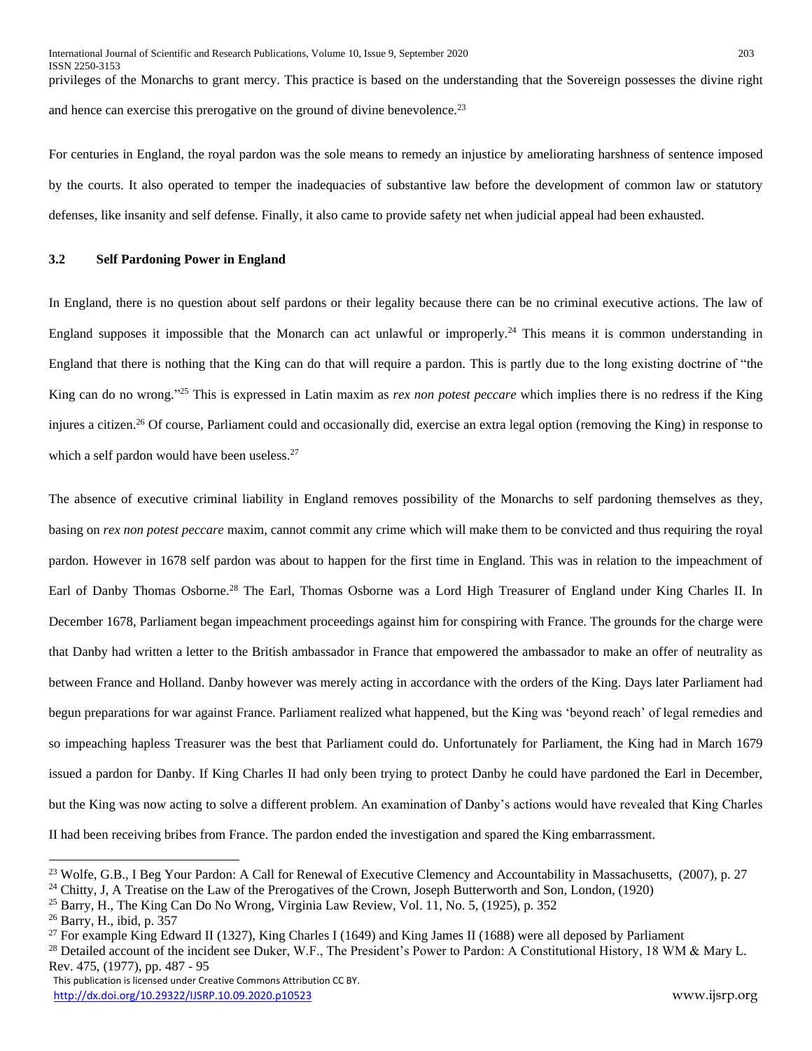privileges of the Monarchs to grant mercy. This practice is based on the understanding that the Sovereign possesses the divine right and hence can exercise this prerogative on the ground of divine benevolence.[23]

For centuries in England, the royal pardon was the sole means to remedy an injustice by ameliorating harshness of sentence imposed by the courts. It also operated to temper the inadequacies of substantive law before the development of common law or statutory defenses, like insanity and self defense. Finally, it also came to provide safety net when judicial appeal had been exhausted.

### 3.2 Self Pardoning Power in England

In England, there is no question about self pardons or their legality because there can be no criminal executive actions. The law of England supposes it impossible that the Monarch can act unlawful or improperly.[24] This means it is common understanding in England that there is nothing that the King can do that will require a pardon. This is partly due to the long existing doctrine of "the King can do no wrong."[25] This is expressed in Latin maxim as *rex non potest peccare* which implies there is no redress if the King injures a citizen.[26] Of course, Parliament could and occasionally did, exercise an extra legal option (removing the King) in response to which a self pardon would have been useless.[27]

The absence of executive criminal liability in England removes possibility of the Monarchs to self pardoning themselves as they, basing on *rex non potest peccare* maxim, cannot commit any crime which will make them to be convicted and thus requiring the royal pardon. However in 1678 self pardon was about to happen for the first time in England. This was in relation to the impeachment of Earl of Danby Thomas Osborne.[28] The Earl, Thomas Osborne was a Lord High Treasurer of England under King Charles II. In December 1678, Parliament began impeachment proceedings against him for conspiring with France. The grounds for the charge were that Danby had written a letter to the British ambassador in France that empowered the ambassador to make an offer of neutrality as between France and Holland. Danby however was merely acting in accordance with the orders of the King. Days later Parliament had begun preparations for war against France. Parliament realized what happened, but the King was 'beyond reach' of legal remedies and so impeaching hapless Treasurer was the best that Parliament could do. Unfortunately for Parliament, the King had in March 1679 issued a pardon for Danby. If King Charles II had only been trying to protect Danby he could have pardoned the Earl in December, but the King was now acting to solve a different problem. An examination of Danby's actions would have revealed that King Charles II had been receiving bribes from France. The pardon ended the investigation and spared the King embarrassment.

---

[23] Wolfe, G.B., I Beg Your Pardon: A Call for Renewal of Executive Clemency and Accountability in Massachusetts, (2007), p. 27

[24] Chitty, J, A Treatise on the Law of the Prerogatives of the Crown, Joseph Butterworth and Son, London, (1920)

[25] Barry, H., The King Can Do No Wrong, Virginia Law Review, Vol. 11, No. 5, (1925), p. 352

[26] Barry, H., ibid, p. 357

[27] For example King Edward II (1327), King Charles I (1649) and King James II (1688) were all deposed by Parliament

[28] Detailed account of the incident see Duker, W.F., The President's Power to Pardon: A Constitutional History, 18 WM & Mary L. Rev. 475, (1977), pp. 487 - 95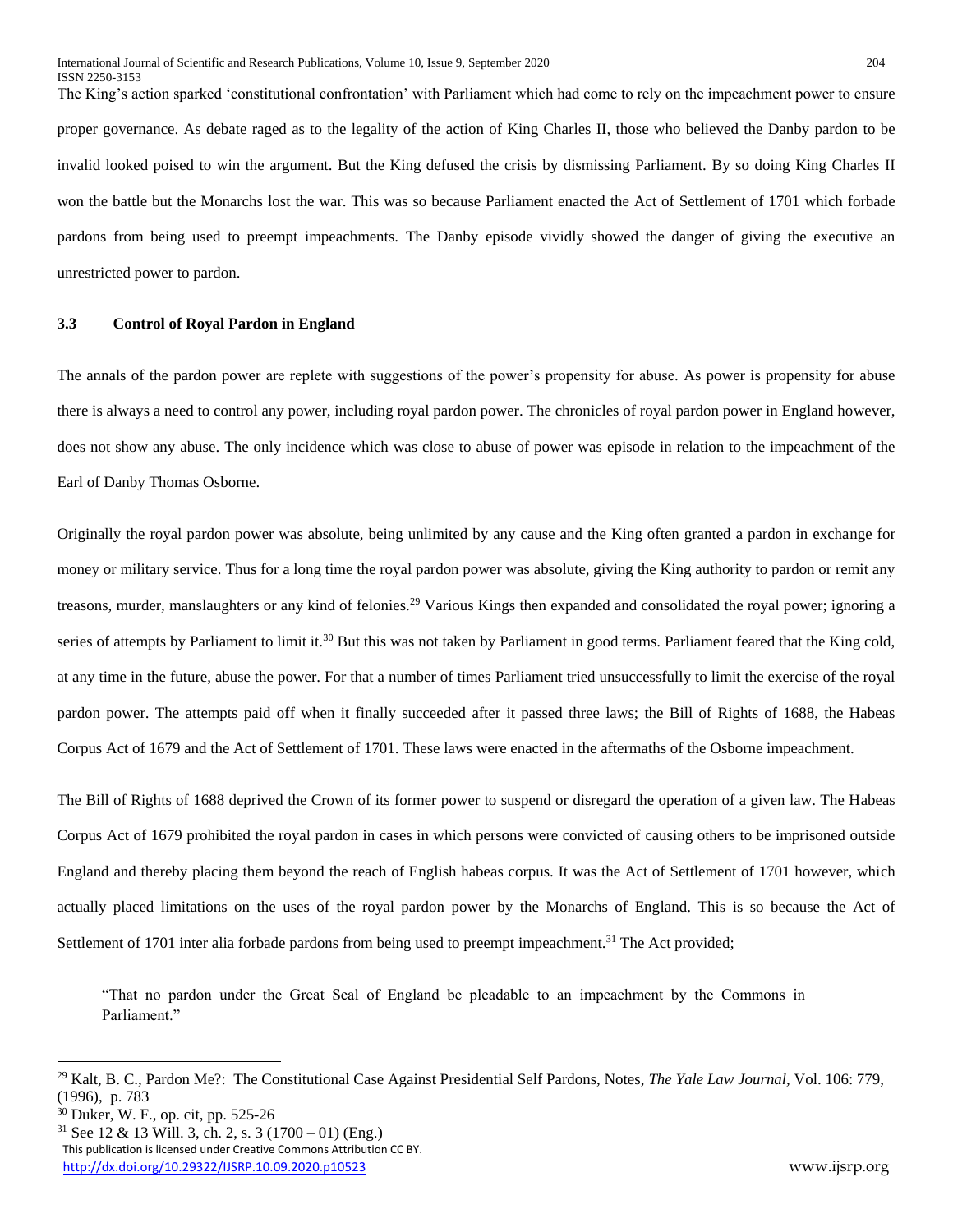The King's action sparked 'constitutional confrontation' with Parliament which had come to rely on the impeachment power to ensure proper governance. As debate raged as to the legality of the action of King Charles II, those who believed the Danby pardon to be invalid looked poised to win the argument. But the King defused the crisis by dismissing Parliament. By so doing King Charles II won the battle but the Monarchs lost the war. This was so because Parliament enacted the Act of Settlement of 1701 which forbade pardons from being used to preempt impeachments. The Danby episode vividly showed the danger of giving the executive an unrestricted power to pardon.

### 3.3 Control of Royal Pardon in England

The annals of the pardon power are replete with suggestions of the power's propensity for abuse. As power is propensity for abuse there is always a need to control any power, including royal pardon power. The chronicles of royal pardon power in England however, does not show any abuse. The only incidence which was close to abuse of power was episode in relation to the impeachment of the Earl of Danby Thomas Osborne.

Originally the royal pardon power was absolute, being unlimited by any cause and the King often granted a pardon in exchange for money or military service. Thus for a long time the royal pardon power was absolute, giving the King authority to pardon or remit any treasons, murder, manslaughters or any kind of felonies.[29] Various Kings then expanded and consolidated the royal power; ignoring a series of attempts by Parliament to limit it.[30] But this was not taken by Parliament in good terms. Parliament feared that the King cold, at any time in the future, abuse the power. For that a number of times Parliament tried unsuccessfully to limit the exercise of the royal pardon power. The attempts paid off when it finally succeeded after it passed three laws; the Bill of Rights of 1688, the Habeas Corpus Act of 1679 and the Act of Settlement of 1701. These laws were enacted in the aftermaths of the Osborne impeachment.

The Bill of Rights of 1688 deprived the Crown of its former power to suspend or disregard the operation of a given law. The Habeas Corpus Act of 1679 prohibited the royal pardon in cases in which persons were convicted of causing others to be imprisoned outside England and thereby placing them beyond the reach of English habeas corpus. It was the Act of Settlement of 1701 however, which actually placed limitations on the uses of the royal pardon power by the Monarchs of England. This is so because the Act of Settlement of 1701 inter alia forbade pardons from being used to preempt impeachment.[31] The Act provided;

> "That no pardon under the Great Seal of England be pleadable to an impeachment by the Commons in Parliament."

---

[29] Kalt, B. C., Pardon Me?: The Constitutional Case Against Presidential Self Pardons, Notes, *The Yale Law Journal*, Vol. 106: 779, (1996), p. 783

[30] Duker, W. F., op. cit, pp. 525-26

[31] See 12 & 13 Will. 3, ch. 2, s. 3 (1700 – 01) (Eng.)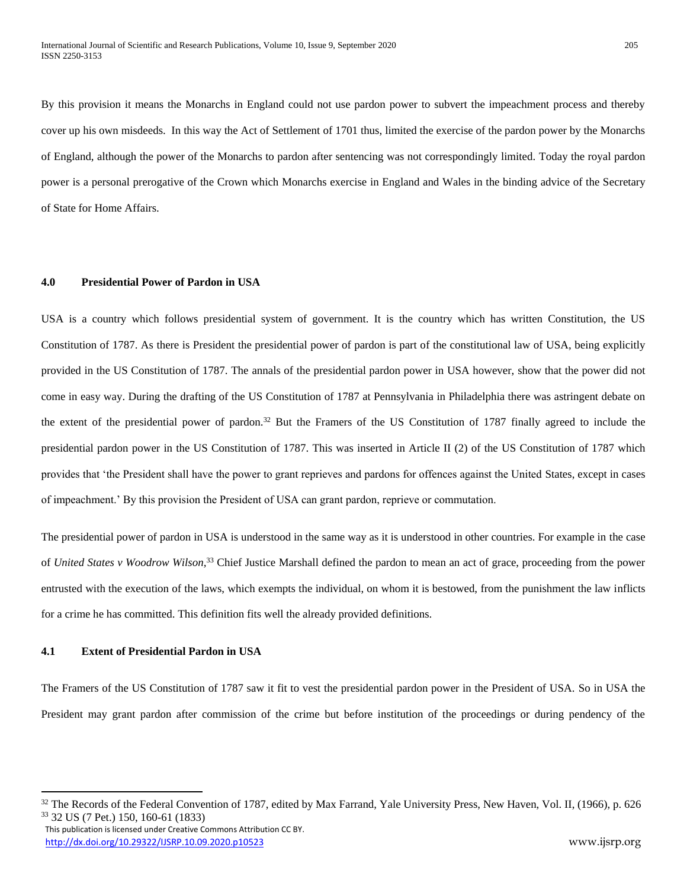By this provision it means the Monarchs in England could not use pardon power to subvert the impeachment process and thereby cover up his own misdeeds. In this way the Act of Settlement of 1701 thus, limited the exercise of the pardon power by the Monarchs of England, although the power of the Monarchs to pardon after sentencing was not correspondingly limited. Today the royal pardon power is a personal prerogative of the Crown which Monarchs exercise in England and Wales in the binding advice of the Secretary of State for Home Affairs.

## 4.0 Presidential Power of Pardon in USA

USA is a country which follows presidential system of government. It is the country which has written Constitution, the US Constitution of 1787. As there is President the presidential power of pardon is part of the constitutional law of USA, being explicitly provided in the US Constitution of 1787. The annals of the presidential pardon power in USA however, show that the power did not come in easy way. During the drafting of the US Constitution of 1787 at Pennsylvania in Philadelphia there was astringent debate on the extent of the presidential power of pardon.[32] But the Framers of the US Constitution of 1787 finally agreed to include the presidential pardon power in the US Constitution of 1787. This was inserted in Article II (2) of the US Constitution of 1787 which provides that 'the President shall have the power to grant reprieves and pardons for offences against the United States, except in cases of impeachment.' By this provision the President of USA can grant pardon, reprieve or commutation.

The presidential power of pardon in USA is understood in the same way as it is understood in other countries. For example in the case of *United States v Woodrow Wilson,*[33] Chief Justice Marshall defined the pardon to mean an act of grace, proceeding from the power entrusted with the execution of the laws, which exempts the individual, on whom it is bestowed, from the punishment the law inflicts for a crime he has committed. This definition fits well the already provided definitions.

### 4.1 Extent of Presidential Pardon in USA

The Framers of the US Constitution of 1787 saw it fit to vest the presidential pardon power in the President of USA. So in USA the President may grant pardon after commission of the crime but before institution of the proceedings or during pendency of the

---

[32] The Records of the Federal Convention of 1787, edited by Max Farrand, Yale University Press, New Haven, Vol. II, (1966), p. 626

[33] 32 US (7 Pet.) 150, 160-61 (1833)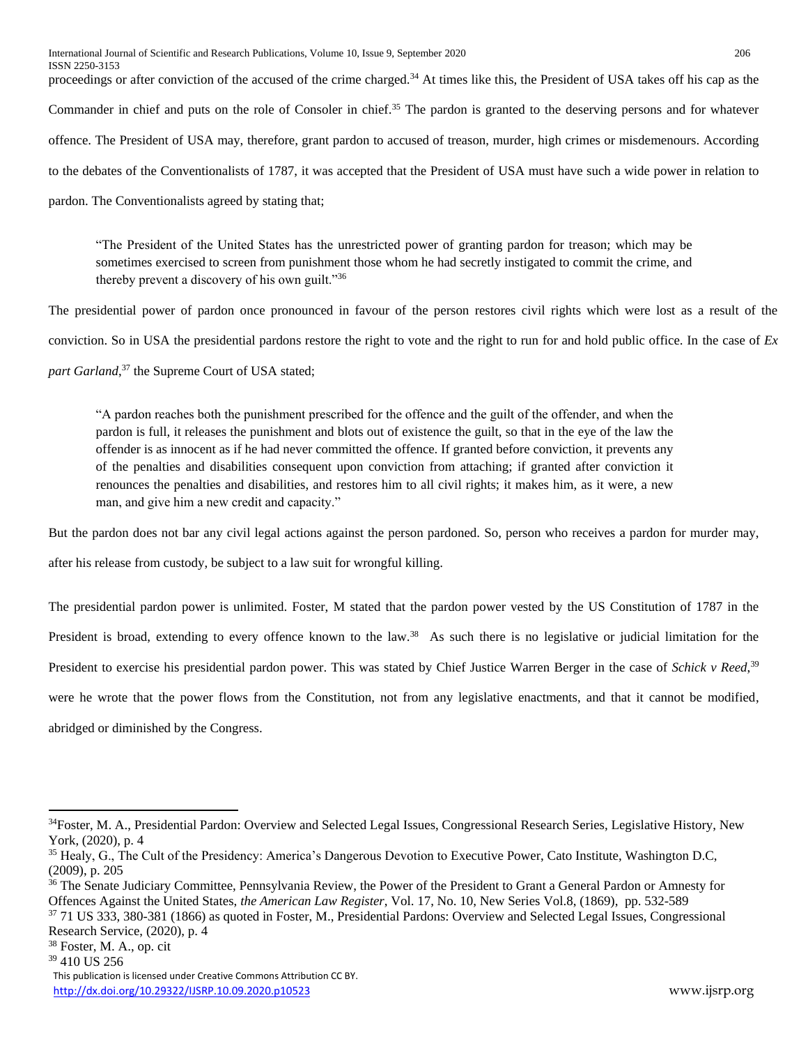proceedings or after conviction of the accused of the crime charged.[34] At times like this, the President of USA takes off his cap as the Commander in chief and puts on the role of Consoler in chief.[35] The pardon is granted to the deserving persons and for whatever offence. The President of USA may, therefore, grant pardon to accused of treason, murder, high crimes or misdemenours. According to the debates of the Conventionalists of 1787, it was accepted that the President of USA must have such a wide power in relation to pardon. The Conventionalists agreed by stating that;

> "The President of the United States has the unrestricted power of granting pardon for treason; which may be sometimes exercised to screen from punishment those whom he had secretly instigated to commit the crime, and thereby prevent a discovery of his own guilt."[36]

The presidential power of pardon once pronounced in favour of the person restores civil rights which were lost as a result of the conviction. So in USA the presidential pardons restore the right to vote and the right to run for and hold public office. In the case of *Ex part Garland*,[37] the Supreme Court of USA stated;

> "A pardon reaches both the punishment prescribed for the offence and the guilt of the offender, and when the pardon is full, it releases the punishment and blots out of existence the guilt, so that in the eye of the law the offender is as innocent as if he had never committed the offence. If granted before conviction, it prevents any of the penalties and disabilities consequent upon conviction from attaching; if granted after conviction it renounces the penalties and disabilities, and restores him to all civil rights; it makes him, as it were, a new man, and give him a new credit and capacity."

But the pardon does not bar any civil legal actions against the person pardoned. So, person who receives a pardon for murder may, after his release from custody, be subject to a law suit for wrongful killing.

The presidential pardon power is unlimited. Foster, M stated that the pardon power vested by the US Constitution of 1787 in the President is broad, extending to every offence known to the law.[38] As such there is no legislative or judicial limitation for the President to exercise his presidential pardon power. This was stated by Chief Justice Warren Berger in the case of *Schick v Reed*,[39] were he wrote that the power flows from the Constitution, not from any legislative enactments, and that it cannot be modified, abridged or diminished by the Congress.

---

[34] Foster, M. A., Presidential Pardon: Overview and Selected Legal Issues, Congressional Research Series, Legislative History, New York, (2020), p. 4

[35] Healy, G., The Cult of the Presidency: America's Dangerous Devotion to Executive Power, Cato Institute, Washington D.C, (2009), p. 205

[36] The Senate Judiciary Committee, Pennsylvania Review, the Power of the President to Grant a General Pardon or Amnesty for Offences Against the United States, *the American Law Register*, Vol. 17, No. 10, New Series Vol.8, (1869), pp. 532-589

[37] 71 US 333, 380-381 (1866) as quoted in Foster, M., Presidential Pardons: Overview and Selected Legal Issues, Congressional Research Service, (2020), p. 4

[38] Foster, M. A., op. cit

[39] 410 US 256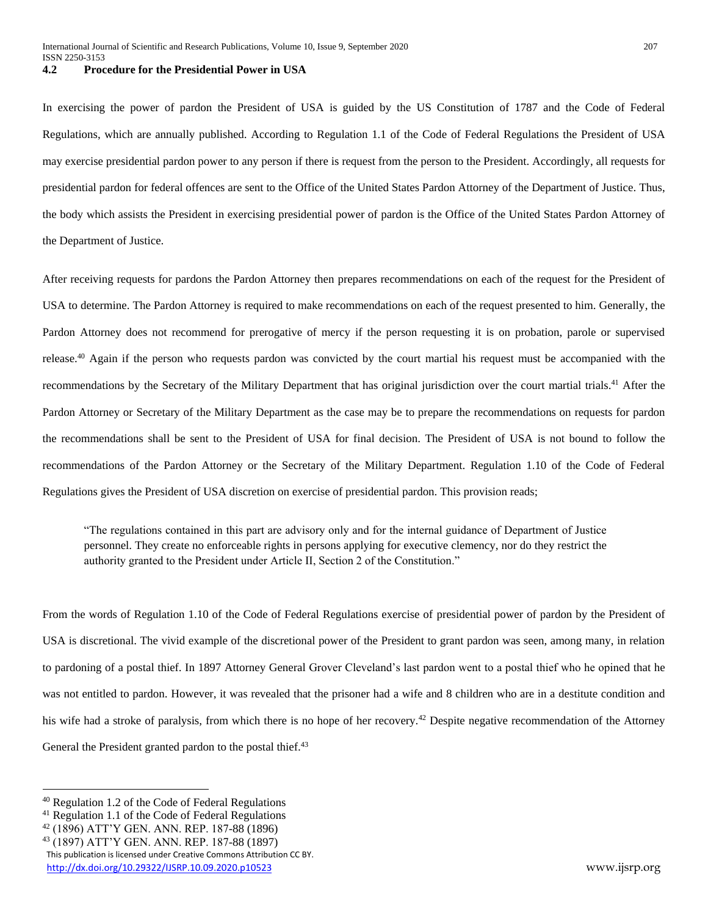### 4.2 Procedure for the Presidential Power in USA

In exercising the power of pardon the President of USA is guided by the US Constitution of 1787 and the Code of Federal Regulations, which are annually published. According to Regulation 1.1 of the Code of Federal Regulations the President of USA may exercise presidential pardon power to any person if there is request from the person to the President. Accordingly, all requests for presidential pardon for federal offences are sent to the Office of the United States Pardon Attorney of the Department of Justice. Thus, the body which assists the President in exercising presidential power of pardon is the Office of the United States Pardon Attorney of the Department of Justice.

After receiving requests for pardons the Pardon Attorney then prepares recommendations on each of the request for the President of USA to determine. The Pardon Attorney is required to make recommendations on each of the request presented to him. Generally, the Pardon Attorney does not recommend for prerogative of mercy if the person requesting it is on probation, parole or supervised release.[40] Again if the person who requests pardon was convicted by the court martial his request must be accompanied with the recommendations by the Secretary of the Military Department that has original jurisdiction over the court martial trials.[41] After the Pardon Attorney or Secretary of the Military Department as the case may be to prepare the recommendations on requests for pardon the recommendations shall be sent to the President of USA for final decision. The President of USA is not bound to follow the recommendations of the Pardon Attorney or the Secretary of the Military Department. Regulation 1.10 of the Code of Federal Regulations gives the President of USA discretion on exercise of presidential pardon. This provision reads;

> "The regulations contained in this part are advisory only and for the internal guidance of Department of Justice personnel. They create no enforceable rights in persons applying for executive clemency, nor do they restrict the authority granted to the President under Article II, Section 2 of the Constitution."

From the words of Regulation 1.10 of the Code of Federal Regulations exercise of presidential power of pardon by the President of USA is discretional. The vivid example of the discretional power of the President to grant pardon was seen, among many, in relation to pardoning of a postal thief. In 1897 Attorney General Grover Cleveland's last pardon went to a postal thief who he opined that he was not entitled to pardon. However, it was revealed that the prisoner had a wife and 8 children who are in a destitute condition and his wife had a stroke of paralysis, from which there is no hope of her recovery.[42] Despite negative recommendation of the Attorney General the President granted pardon to the postal thief.[43]

---

[40] Regulation 1.2 of the Code of Federal Regulations

[41] Regulation 1.1 of the Code of Federal Regulations

[42] (1896) ATT'Y GEN. ANN. REP. 187-88 (1896)

[43] (1897) ATT'Y GEN. ANN. REP. 187-88 (1897)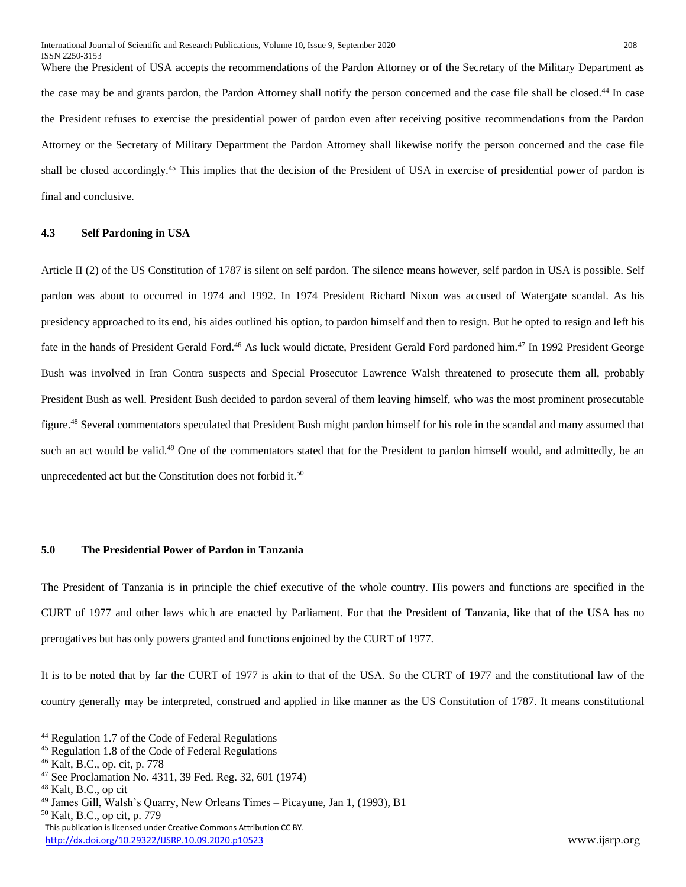Where the President of USA accepts the recommendations of the Pardon Attorney or of the Secretary of the Military Department as the case may be and grants pardon, the Pardon Attorney shall notify the person concerned and the case file shall be closed.[44] In case the President refuses to exercise the presidential power of pardon even after receiving positive recommendations from the Pardon Attorney or the Secretary of Military Department the Pardon Attorney shall likewise notify the person concerned and the case file shall be closed accordingly.[45] This implies that the decision of the President of USA in exercise of presidential power of pardon is final and conclusive.

### 4.3 Self Pardoning in USA

Article II (2) of the US Constitution of 1787 is silent on self pardon. The silence means however, self pardon in USA is possible. Self pardon was about to occurred in 1974 and 1992. In 1974 President Richard Nixon was accused of Watergate scandal. As his presidency approached to its end, his aides outlined his option, to pardon himself and then to resign. But he opted to resign and left his fate in the hands of President Gerald Ford.[46] As luck would dictate, President Gerald Ford pardoned him.[47] In 1992 President George Bush was involved in Iran–Contra suspects and Special Prosecutor Lawrence Walsh threatened to prosecute them all, probably President Bush as well. President Bush decided to pardon several of them leaving himself, who was the most prominent prosecutable figure.[48] Several commentators speculated that President Bush might pardon himself for his role in the scandal and many assumed that such an act would be valid.[49] One of the commentators stated that for the President to pardon himself would, and admittedly, be an unprecedented act but the Constitution does not forbid it.[50]

## 5.0 The Presidential Power of Pardon in Tanzania

The President of Tanzania is in principle the chief executive of the whole country. His powers and functions are specified in the CURT of 1977 and other laws which are enacted by Parliament. For that the President of Tanzania, like that of the USA has no prerogatives but has only powers granted and functions enjoined by the CURT of 1977.

It is to be noted that by far the CURT of 1977 is akin to that of the USA. So the CURT of 1977 and the constitutional law of the country generally may be interpreted, construed and applied in like manner as the US Constitution of 1787. It means constitutional

---

[44] Regulation 1.7 of the Code of Federal Regulations

[45] Regulation 1.8 of the Code of Federal Regulations

[46] Kalt, B.C., op. cit, p. 778

[47] See Proclamation No. 4311, 39 Fed. Reg. 32, 601 (1974)

[48] Kalt, B.C., op cit

[49] James Gill, Walsh's Quarry, New Orleans Times – Picayune, Jan 1, (1993), B1

[50] Kalt, B.C., op cit, p. 779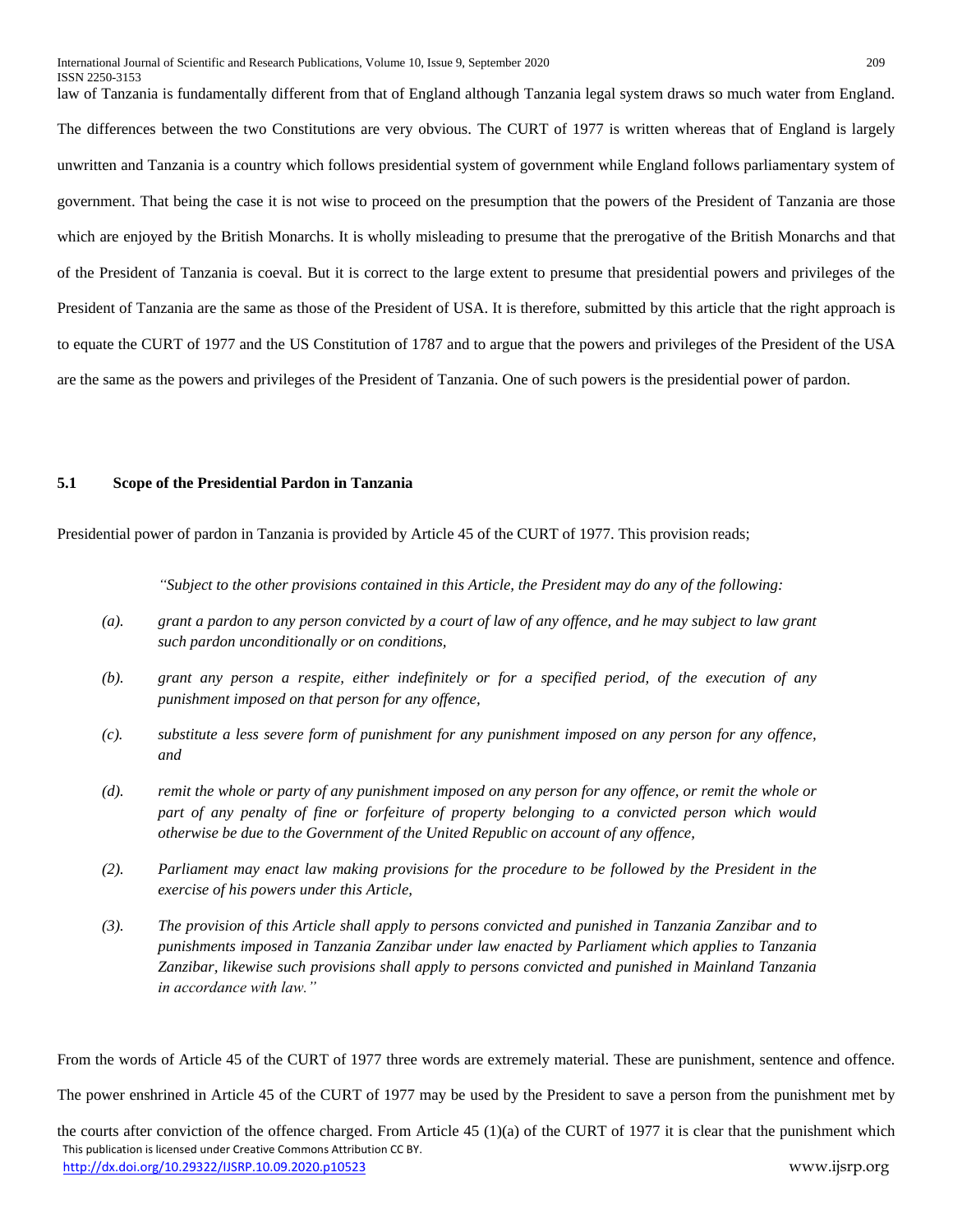law of Tanzania is fundamentally different from that of England although Tanzania legal system draws so much water from England. The differences between the two Constitutions are very obvious. The CURT of 1977 is written whereas that of England is largely unwritten and Tanzania is a country which follows presidential system of government while England follows parliamentary system of government. That being the case it is not wise to proceed on the presumption that the powers of the President of Tanzania are those which are enjoyed by the British Monarchs. It is wholly misleading to presume that the prerogative of the British Monarchs and that of the President of Tanzania is coeval. But it is correct to the large extent to presume that presidential powers and privileges of the President of Tanzania are the same as those of the President of USA. It is therefore, submitted by this article that the right approach is to equate the CURT of 1977 and the US Constitution of 1787 and to argue that the powers and privileges of the President of the USA are the same as the powers and privileges of the President of Tanzania. One of such powers is the presidential power of pardon.

### 5.1 Scope of the Presidential Pardon in Tanzania

Presidential power of pardon in Tanzania is provided by Article 45 of the CURT of 1977. This provision reads;

> *"Subject to the other provisions contained in this Article, the President may do any of the following:*
>
> *(a). grant a pardon to any person convicted by a court of law of any offence, and he may subject to law grant such pardon unconditionally or on conditions,*
>
> *(b). grant any person a respite, either indefinitely or for a specified period, of the execution of any punishment imposed on that person for any offence,*
>
> *(c). substitute a less severe form of punishment for any punishment imposed on any person for any offence, and*
>
> *(d). remit the whole or party of any punishment imposed on any person for any offence, or remit the whole or part of any penalty of fine or forfeiture of property belonging to a convicted person which would otherwise be due to the Government of the United Republic on account of any offence,*
>
> *(2). Parliament may enact law making provisions for the procedure to be followed by the President in the exercise of his powers under this Article,*
>
> *(3). The provision of this Article shall apply to persons convicted and punished in Tanzania Zanzibar and to punishments imposed in Tanzania Zanzibar under law enacted by Parliament which applies to Tanzania Zanzibar, likewise such provisions shall apply to persons convicted and punished in Mainland Tanzania in accordance with law."*

From the words of Article 45 of the CURT of 1977 three words are extremely material. These are punishment, sentence and offence. The power enshrined in Article 45 of the CURT of 1977 may be used by the President to save a person from the punishment met by the courts after conviction of the offence charged. From Article 45 (1)(a) of the CURT of 1977 it is clear that the punishment which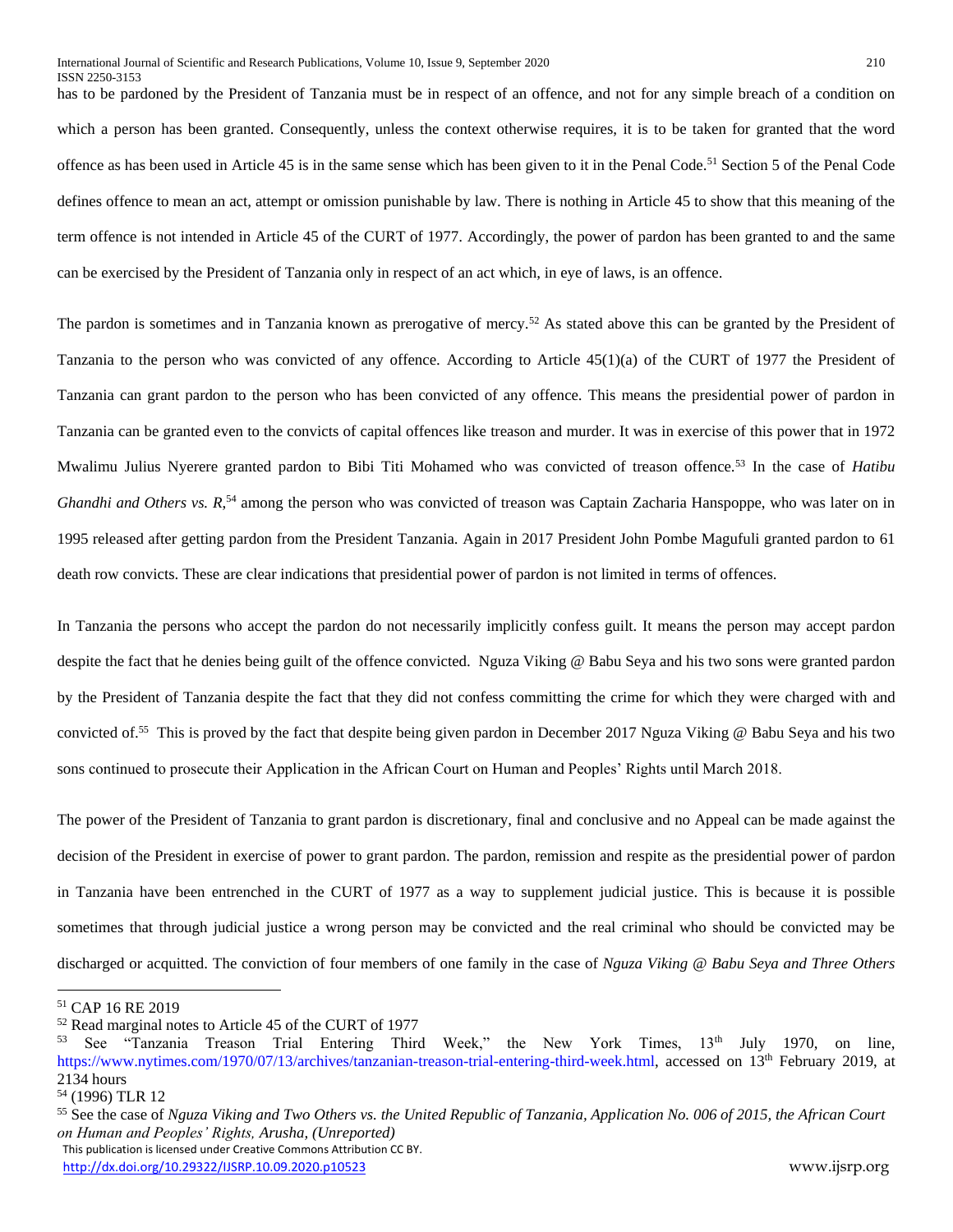has to be pardoned by the President of Tanzania must be in respect of an offence, and not for any simple breach of a condition on which a person has been granted. Consequently, unless the context otherwise requires, it is to be taken for granted that the word offence as has been used in Article 45 is in the same sense which has been given to it in the Penal Code.[51] Section 5 of the Penal Code defines offence to mean an act, attempt or omission punishable by law. There is nothing in Article 45 to show that this meaning of the term offence is not intended in Article 45 of the CURT of 1977. Accordingly, the power of pardon has been granted to and the same can be exercised by the President of Tanzania only in respect of an act which, in eye of laws, is an offence.

The pardon is sometimes and in Tanzania known as prerogative of mercy.[52] As stated above this can be granted by the President of Tanzania to the person who was convicted of any offence. According to Article 45(1)(a) of the CURT of 1977 the President of Tanzania can grant pardon to the person who has been convicted of any offence. This means the presidential power of pardon in Tanzania can be granted even to the convicts of capital offences like treason and murder. It was in exercise of this power that in 1972 Mwalimu Julius Nyerere granted pardon to Bibi Titi Mohamed who was convicted of treason offence.[53] In the case of *Hatibu Ghandhi and Others vs. R*,[54] among the person who was convicted of treason was Captain Zacharia Hanspoppe, who was later on in 1995 released after getting pardon from the President Tanzania. Again in 2017 President John Pombe Magufuli granted pardon to 61 death row convicts. These are clear indications that presidential power of pardon is not limited in terms of offences.

In Tanzania the persons who accept the pardon do not necessarily implicitly confess guilt. It means the person may accept pardon despite the fact that he denies being guilt of the offence convicted. Nguza Viking @ Babu Seya and his two sons were granted pardon by the President of Tanzania despite the fact that they did not confess committing the crime for which they were charged with and convicted of.[55] This is proved by the fact that despite being given pardon in December 2017 Nguza Viking @ Babu Seya and his two sons continued to prosecute their Application in the African Court on Human and Peoples' Rights until March 2018.

The power of the President of Tanzania to grant pardon is discretionary, final and conclusive and no Appeal can be made against the decision of the President in exercise of power to grant pardon. The pardon, remission and respite as the presidential power of pardon in Tanzania have been entrenched in the CURT of 1977 as a way to supplement judicial justice. This is because it is possible sometimes that through judicial justice a wrong person may be convicted and the real criminal who should be convicted may be discharged or acquitted. The conviction of four members of one family in the case of *Nguza Viking @ Babu Seya and Three Others*

---

[51] CAP 16 RE 2019

[52] Read marginal notes to Article 45 of the CURT of 1977

[53] See "Tanzania Treason Trial Entering Third Week," the New York Times, 13th July 1970, on line, https://www.nytimes.com/1970/07/13/archives/tanzanian-treason-trial-entering-third-week.html, accessed on 13th February 2019, at 2134 hours

[54] (1996) TLR 12

[55] See the case of *Nguza Viking and Two Others vs. the United Republic of Tanzania, Application No. 006 of 2015, the African Court on Human and Peoples' Rights, Arusha, (Unreported)*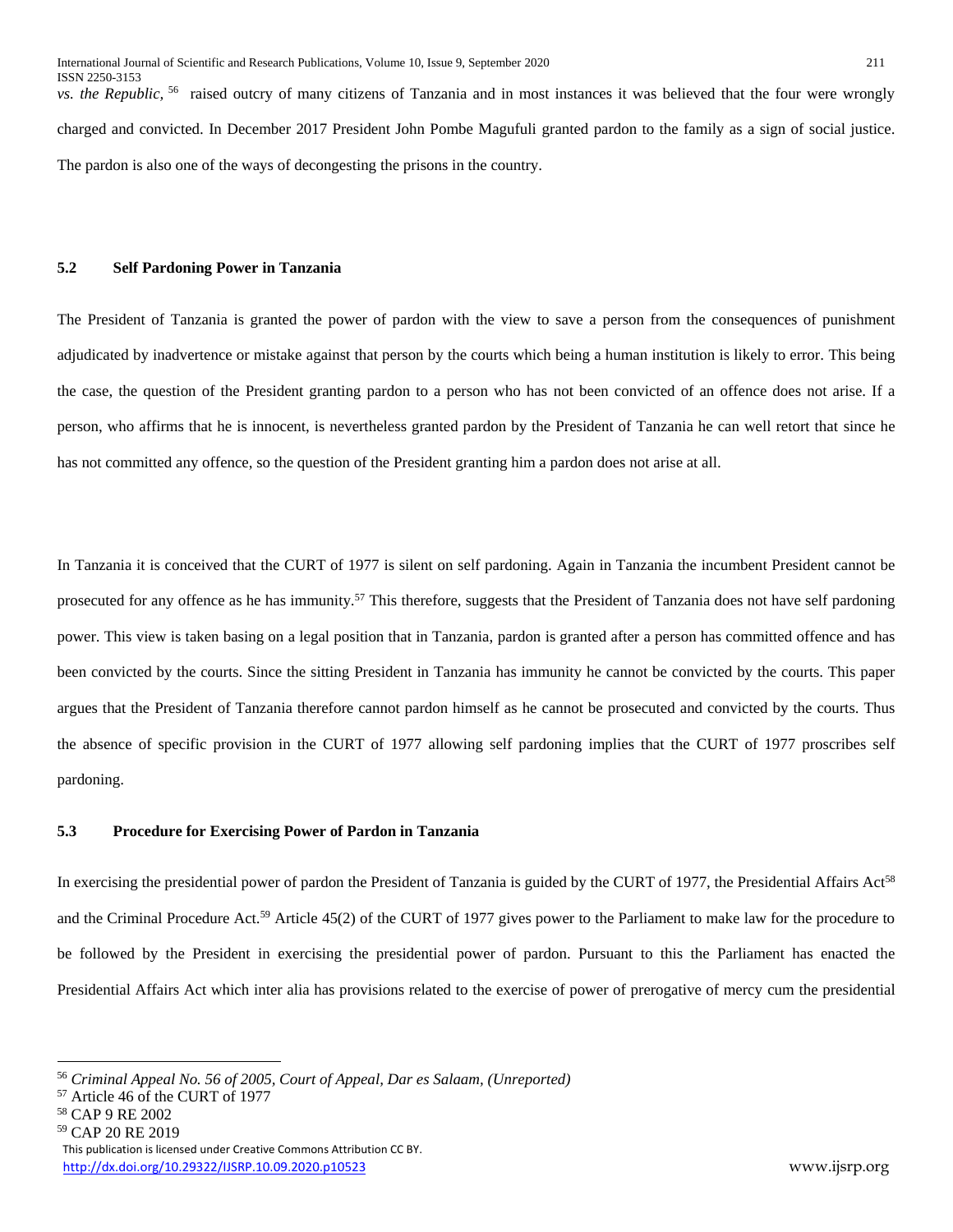*vs. the Republic,* [56] raised outcry of many citizens of Tanzania and in most instances it was believed that the four were wrongly charged and convicted. In December 2017 President John Pombe Magufuli granted pardon to the family as a sign of social justice. The pardon is also one of the ways of decongesting the prisons in the country.

### 5.2 Self Pardoning Power in Tanzania

The President of Tanzania is granted the power of pardon with the view to save a person from the consequences of punishment adjudicated by inadvertence or mistake against that person by the courts which being a human institution is likely to error. This being the case, the question of the President granting pardon to a person who has not been convicted of an offence does not arise. If a person, who affirms that he is innocent, is nevertheless granted pardon by the President of Tanzania he can well retort that since he has not committed any offence, so the question of the President granting him a pardon does not arise at all.

In Tanzania it is conceived that the CURT of 1977 is silent on self pardoning. Again in Tanzania the incumbent President cannot be prosecuted for any offence as he has immunity.[57] This therefore, suggests that the President of Tanzania does not have self pardoning power. This view is taken basing on a legal position that in Tanzania, pardon is granted after a person has committed offence and has been convicted by the courts. Since the sitting President in Tanzania has immunity he cannot be convicted by the courts. This paper argues that the President of Tanzania therefore cannot pardon himself as he cannot be prosecuted and convicted by the courts. Thus the absence of specific provision in the CURT of 1977 allowing self pardoning implies that the CURT of 1977 proscribes self pardoning.

### 5.3 Procedure for Exercising Power of Pardon in Tanzania

In exercising the presidential power of pardon the President of Tanzania is guided by the CURT of 1977, the Presidential Affairs Act[58] and the Criminal Procedure Act.[59] Article 45(2) of the CURT of 1977 gives power to the Parliament to make law for the procedure to be followed by the President in exercising the presidential power of pardon. Pursuant to this the Parliament has enacted the Presidential Affairs Act which inter alia has provisions related to the exercise of power of prerogative of mercy cum the presidential

---

[56] *Criminal Appeal No. 56 of 2005, Court of Appeal, Dar es Salaam, (Unreported)*

[57] Article 46 of the CURT of 1977

[58] CAP 9 RE 2002

[59] CAP 20 RE 2019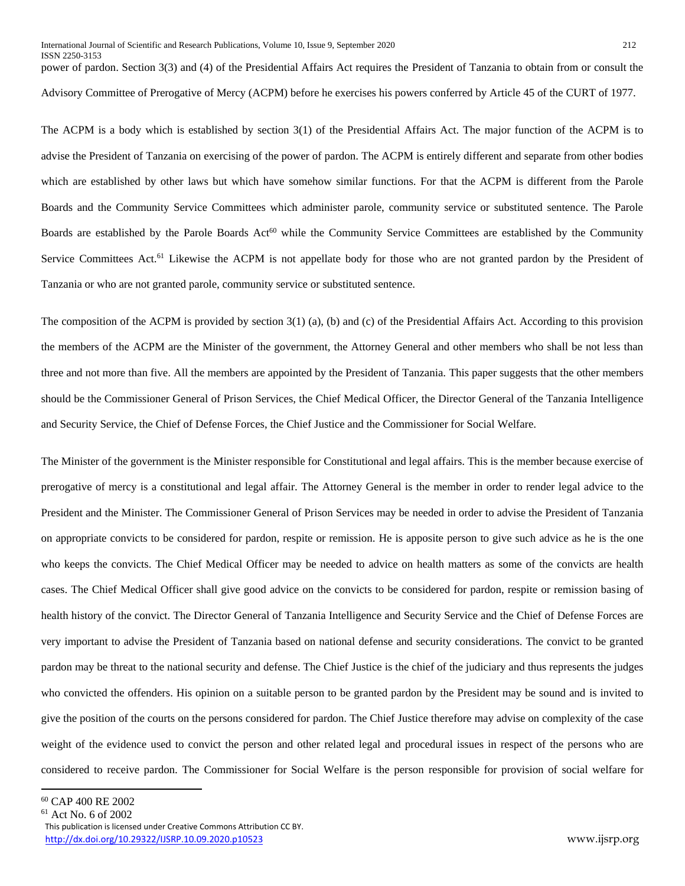power of pardon. Section 3(3) and (4) of the Presidential Affairs Act requires the President of Tanzania to obtain from or consult the Advisory Committee of Prerogative of Mercy (ACPM) before he exercises his powers conferred by Article 45 of the CURT of 1977.

The ACPM is a body which is established by section 3(1) of the Presidential Affairs Act. The major function of the ACPM is to advise the President of Tanzania on exercising of the power of pardon. The ACPM is entirely different and separate from other bodies which are established by other laws but which have somehow similar functions. For that the ACPM is different from the Parole Boards and the Community Service Committees which administer parole, community service or substituted sentence. The Parole Boards are established by the Parole Boards Act[60] while the Community Service Committees are established by the Community Service Committees Act.[61] Likewise the ACPM is not appellate body for those who are not granted pardon by the President of Tanzania or who are not granted parole, community service or substituted sentence.

The composition of the ACPM is provided by section 3(1) (a), (b) and (c) of the Presidential Affairs Act. According to this provision the members of the ACPM are the Minister of the government, the Attorney General and other members who shall be not less than three and not more than five. All the members are appointed by the President of Tanzania. This paper suggests that the other members should be the Commissioner General of Prison Services, the Chief Medical Officer, the Director General of the Tanzania Intelligence and Security Service, the Chief of Defense Forces, the Chief Justice and the Commissioner for Social Welfare.

The Minister of the government is the Minister responsible for Constitutional and legal affairs. This is the member because exercise of prerogative of mercy is a constitutional and legal affair. The Attorney General is the member in order to render legal advice to the President and the Minister. The Commissioner General of Prison Services may be needed in order to advise the President of Tanzania on appropriate convicts to be considered for pardon, respite or remission. He is apposite person to give such advice as he is the one who keeps the convicts. The Chief Medical Officer may be needed to advice on health matters as some of the convicts are health cases. The Chief Medical Officer shall give good advice on the convicts to be considered for pardon, respite or remission basing of health history of the convict. The Director General of Tanzania Intelligence and Security Service and the Chief of Defense Forces are very important to advise the President of Tanzania based on national defense and security considerations. The convict to be granted pardon may be threat to the national security and defense. The Chief Justice is the chief of the judiciary and thus represents the judges who convicted the offenders. His opinion on a suitable person to be granted pardon by the President may be sound and is invited to give the position of the courts on the persons considered for pardon. The Chief Justice therefore may advise on complexity of the case weight of the evidence used to convict the person and other related legal and procedural issues in respect of the persons who are considered to receive pardon. The Commissioner for Social Welfare is the person responsible for provision of social welfare for

---

[60] CAP 400 RE 2002

[61] Act No. 6 of 2002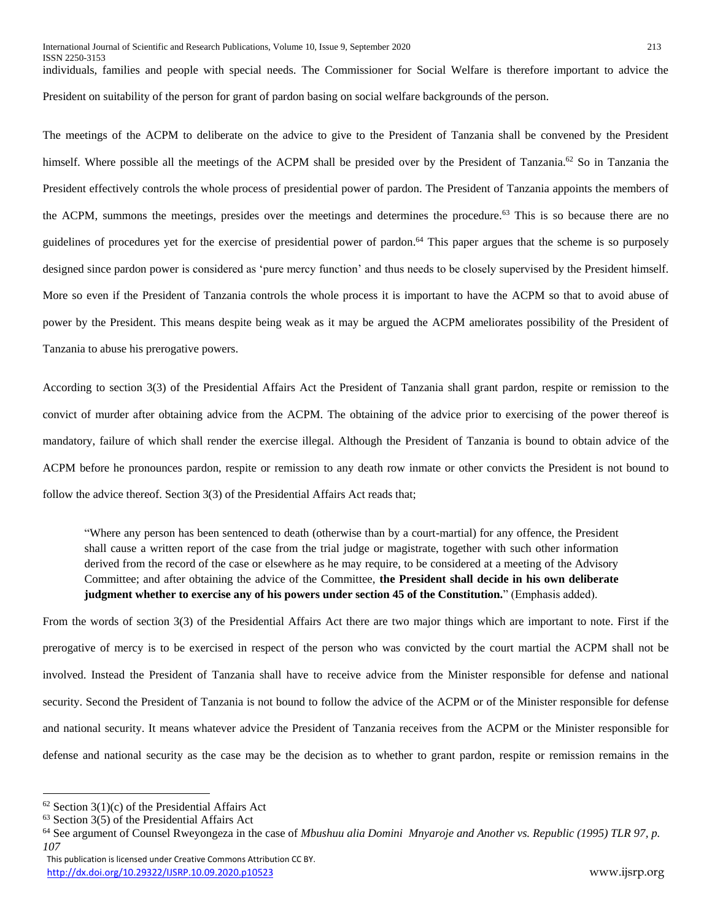individuals, families and people with special needs. The Commissioner for Social Welfare is therefore important to advice the President on suitability of the person for grant of pardon basing on social welfare backgrounds of the person.

The meetings of the ACPM to deliberate on the advice to give to the President of Tanzania shall be convened by the President himself. Where possible all the meetings of the ACPM shall be presided over by the President of Tanzania.[62] So in Tanzania the President effectively controls the whole process of presidential power of pardon. The President of Tanzania appoints the members of the ACPM, summons the meetings, presides over the meetings and determines the procedure.[63] This is so because there are no guidelines of procedures yet for the exercise of presidential power of pardon.[64] This paper argues that the scheme is so purposely designed since pardon power is considered as 'pure mercy function' and thus needs to be closely supervised by the President himself. More so even if the President of Tanzania controls the whole process it is important to have the ACPM so that to avoid abuse of power by the President. This means despite being weak as it may be argued the ACPM ameliorates possibility of the President of Tanzania to abuse his prerogative powers.

According to section 3(3) of the Presidential Affairs Act the President of Tanzania shall grant pardon, respite or remission to the convict of murder after obtaining advice from the ACPM. The obtaining of the advice prior to exercising of the power thereof is mandatory, failure of which shall render the exercise illegal. Although the President of Tanzania is bound to obtain advice of the ACPM before he pronounces pardon, respite or remission to any death row inmate or other convicts the President is not bound to follow the advice thereof. Section 3(3) of the Presidential Affairs Act reads that;

> "Where any person has been sentenced to death (otherwise than by a court-martial) for any offence, the President shall cause a written report of the case from the trial judge or magistrate, together with such other information derived from the record of the case or elsewhere as he may require, to be considered at a meeting of the Advisory Committee; and after obtaining the advice of the Committee, **the President shall decide in his own deliberate judgment whether to exercise any of his powers under section 45 of the Constitution.**" (Emphasis added).

From the words of section 3(3) of the Presidential Affairs Act there are two major things which are important to note. First if the prerogative of mercy is to be exercised in respect of the person who was convicted by the court martial the ACPM shall not be involved. Instead the President of Tanzania shall have to receive advice from the Minister responsible for defense and national security. Second the President of Tanzania is not bound to follow the advice of the ACPM or of the Minister responsible for defense and national security. It means whatever advice the President of Tanzania receives from the ACPM or the Minister responsible for defense and national security as the case may be the decision as to whether to grant pardon, respite or remission remains in the

---

[62] Section 3(1)(c) of the Presidential Affairs Act

[63] Section 3(5) of the Presidential Affairs Act

[64] See argument of Counsel Rweyongeza in the case of *Mbushuu alia Domini Mnyaroje and Another vs. Republic (1995) TLR 97, p. 107*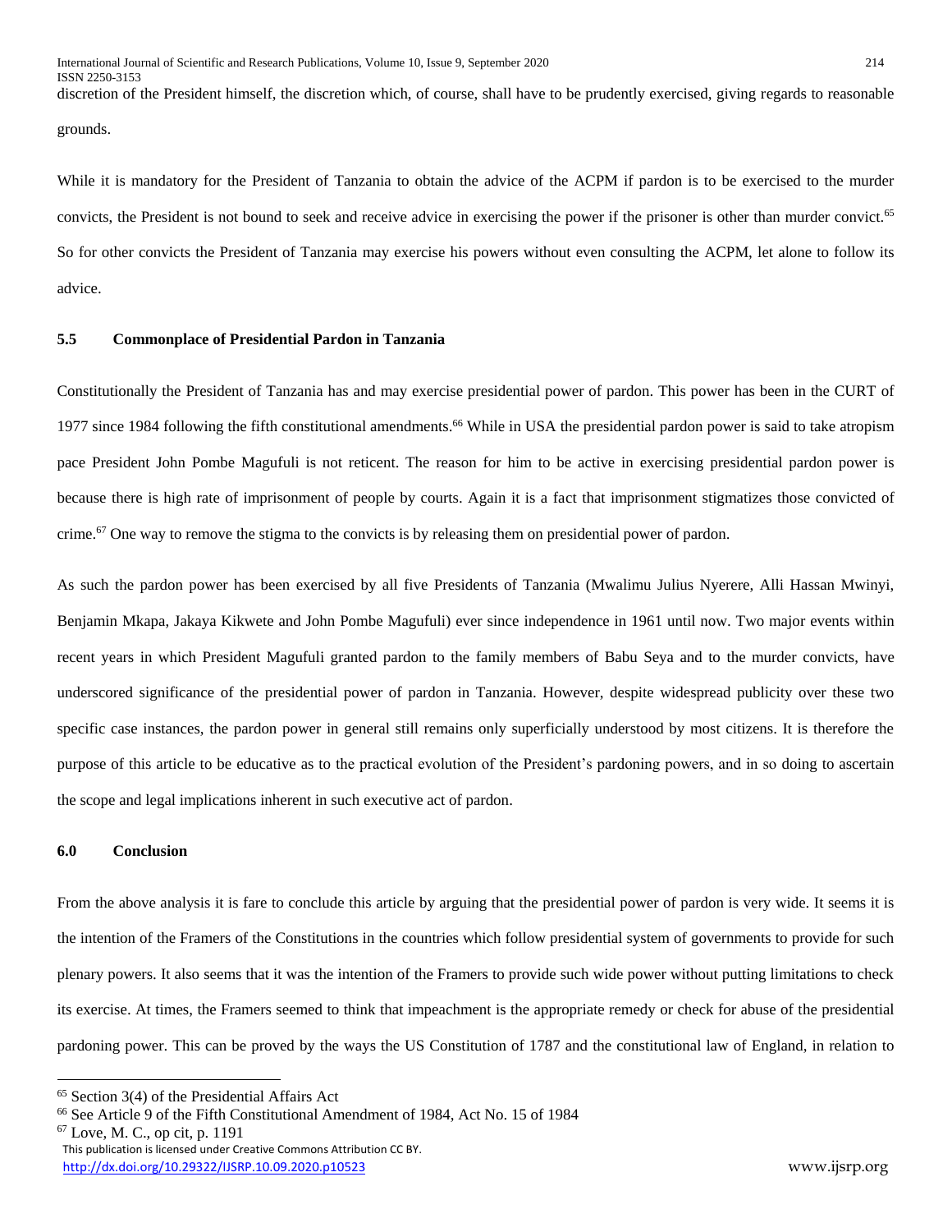discretion of the President himself, the discretion which, of course, shall have to be prudently exercised, giving regards to reasonable grounds.

While it is mandatory for the President of Tanzania to obtain the advice of the ACPM if pardon is to be exercised to the murder convicts, the President is not bound to seek and receive advice in exercising the power if the prisoner is other than murder convict.[65] So for other convicts the President of Tanzania may exercise his powers without even consulting the ACPM, let alone to follow its advice.

### 5.5 Commonplace of Presidential Pardon in Tanzania

Constitutionally the President of Tanzania has and may exercise presidential power of pardon. This power has been in the CURT of 1977 since 1984 following the fifth constitutional amendments.[66] While in USA the presidential pardon power is said to take atropism pace President John Pombe Magufuli is not reticent. The reason for him to be active in exercising presidential pardon power is because there is high rate of imprisonment of people by courts. Again it is a fact that imprisonment stigmatizes those convicted of crime.[67] One way to remove the stigma to the convicts is by releasing them on presidential power of pardon.

As such the pardon power has been exercised by all five Presidents of Tanzania (Mwalimu Julius Nyerere, Alli Hassan Mwinyi, Benjamin Mkapa, Jakaya Kikwete and John Pombe Magufuli) ever since independence in 1961 until now. Two major events within recent years in which President Magufuli granted pardon to the family members of Babu Seya and to the murder convicts, have underscored significance of the presidential power of pardon in Tanzania. However, despite widespread publicity over these two specific case instances, the pardon power in general still remains only superficially understood by most citizens. It is therefore the purpose of this article to be educative as to the practical evolution of the President's pardoning powers, and in so doing to ascertain the scope and legal implications inherent in such executive act of pardon.

## 6.0 Conclusion

From the above analysis it is fare to conclude this article by arguing that the presidential power of pardon is very wide. It seems it is the intention of the Framers of the Constitutions in the countries which follow presidential system of governments to provide for such plenary powers. It also seems that it was the intention of the Framers to provide such wide power without putting limitations to check its exercise. At times, the Framers seemed to think that impeachment is the appropriate remedy or check for abuse of the presidential pardoning power. This can be proved by the ways the US Constitution of 1787 and the constitutional law of England, in relation to

---

[65] Section 3(4) of the Presidential Affairs Act

[66] See Article 9 of the Fifth Constitutional Amendment of 1984, Act No. 15 of 1984

[67] Love, M. C., op cit, p. 1191

This publication is licensed under Creative Commons Attribution CC BY.
http://dx.doi.org/10.29322/IJSRP.10.09.2020.p10523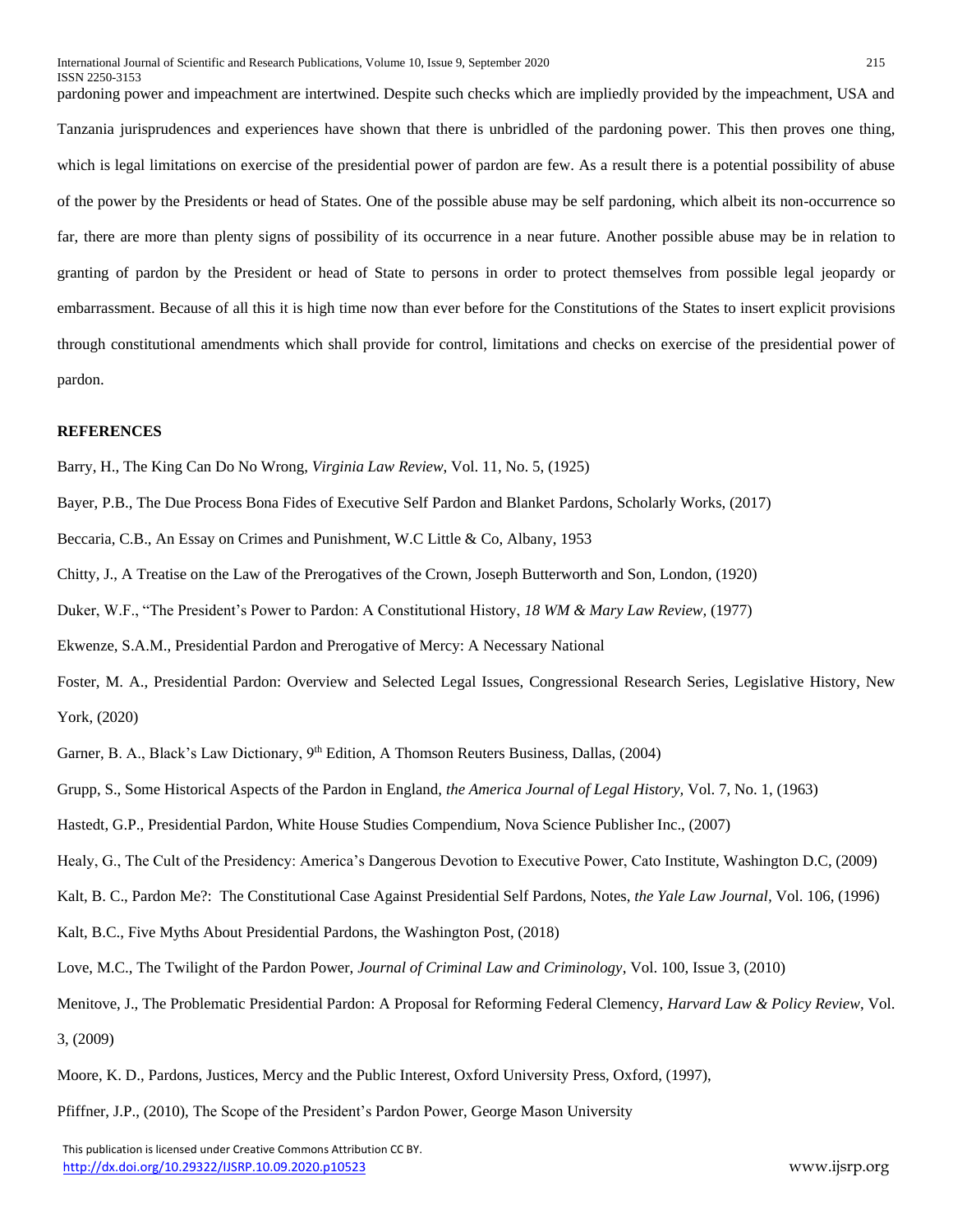pardoning power and impeachment are intertwined. Despite such checks which are impliedly provided by the impeachment, USA and Tanzania jurisprudences and experiences have shown that there is unbridled of the pardoning power. This then proves one thing, which is legal limitations on exercise of the presidential power of pardon are few. As a result there is a potential possibility of abuse of the power by the Presidents or head of States. One of the possible abuse may be self pardoning, which albeit its non-occurrence so far, there are more than plenty signs of possibility of its occurrence in a near future. Another possible abuse may be in relation to granting of pardon by the President or head of State to persons in order to protect themselves from possible legal jeopardy or embarrassment. Because of all this it is high time now than ever before for the Constitutions of the States to insert explicit provisions through constitutional amendments which shall provide for control, limitations and checks on exercise of the presidential power of pardon.

**REFERENCES**

Barry, H., The King Can Do No Wrong, *Virginia Law Review*, Vol. 11, No. 5, (1925)

Bayer, P.B., The Due Process Bona Fides of Executive Self Pardon and Blanket Pardons, Scholarly Works, (2017)

Beccaria, C.B., An Essay on Crimes and Punishment, W.C Little & Co, Albany, 1953

Chitty, J., A Treatise on the Law of the Prerogatives of the Crown, Joseph Butterworth and Son, London, (1920)

Duker, W.F., "The President's Power to Pardon: A Constitutional History, *18 WM & Mary Law Review*, (1977)

Ekwenze, S.A.M., Presidential Pardon and Prerogative of Mercy: A Necessary National

Foster, M. A., Presidential Pardon: Overview and Selected Legal Issues, Congressional Research Series, Legislative History, New York, (2020)

Garner, B. A., Black's Law Dictionary, 9th Edition, A Thomson Reuters Business, Dallas, (2004)

Grupp, S., Some Historical Aspects of the Pardon in England, *the America Journal of Legal History*, Vol. 7, No. 1, (1963)

Hastedt, G.P., Presidential Pardon, White House Studies Compendium, Nova Science Publisher Inc., (2007)

Healy, G., The Cult of the Presidency: America's Dangerous Devotion to Executive Power, Cato Institute, Washington D.C, (2009)

Kalt, B. C., Pardon Me?: The Constitutional Case Against Presidential Self Pardons, Notes, *the Yale Law Journal*, Vol. 106, (1996)

Kalt, B.C., Five Myths About Presidential Pardons, the Washington Post, (2018)

Love, M.C., The Twilight of the Pardon Power, *Journal of Criminal Law and Criminology*, Vol. 100, Issue 3, (2010)

Menitove, J., The Problematic Presidential Pardon: A Proposal for Reforming Federal Clemency, *Harvard Law & Policy Review*, Vol. 3, (2009)

Moore, K. D., Pardons, Justices, Mercy and the Public Interest, Oxford University Press, Oxford, (1997),

Pfiffner, J.P., (2010), The Scope of the President's Pardon Power, George Mason University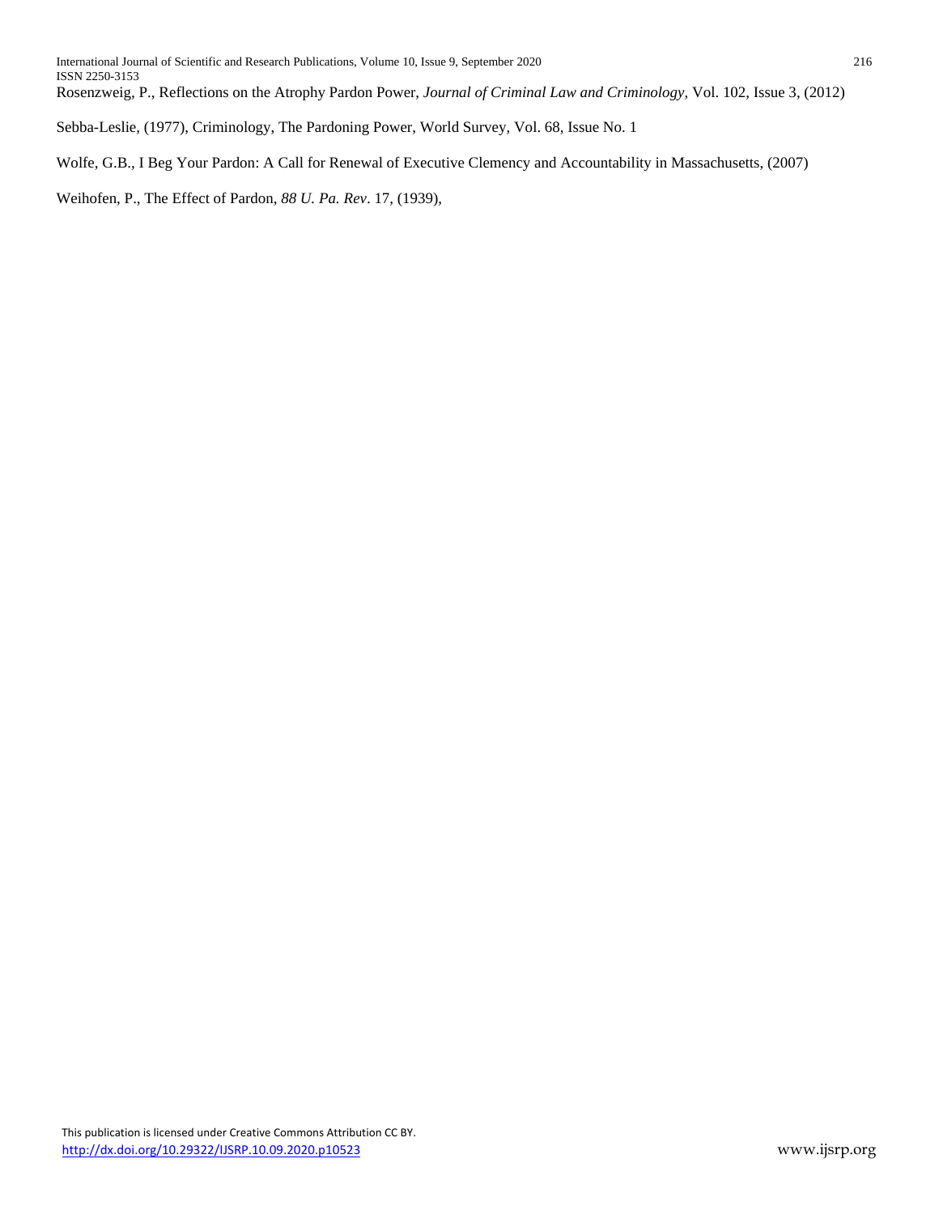Rosenzweig, P., Reflections on the Atrophy Pardon Power, *Journal of Criminal Law and Criminology*, Vol. 102, Issue 3, (2012)

Sebba-Leslie, (1977), Criminology, The Pardoning Power, World Survey, Vol. 68, Issue No. 1

Wolfe, G.B., I Beg Your Pardon: A Call for Renewal of Executive Clemency and Accountability in Massachusetts, (2007)

Weihofen, P., The Effect of Pardon, *88 U. Pa. Rev*. 17, (1939),